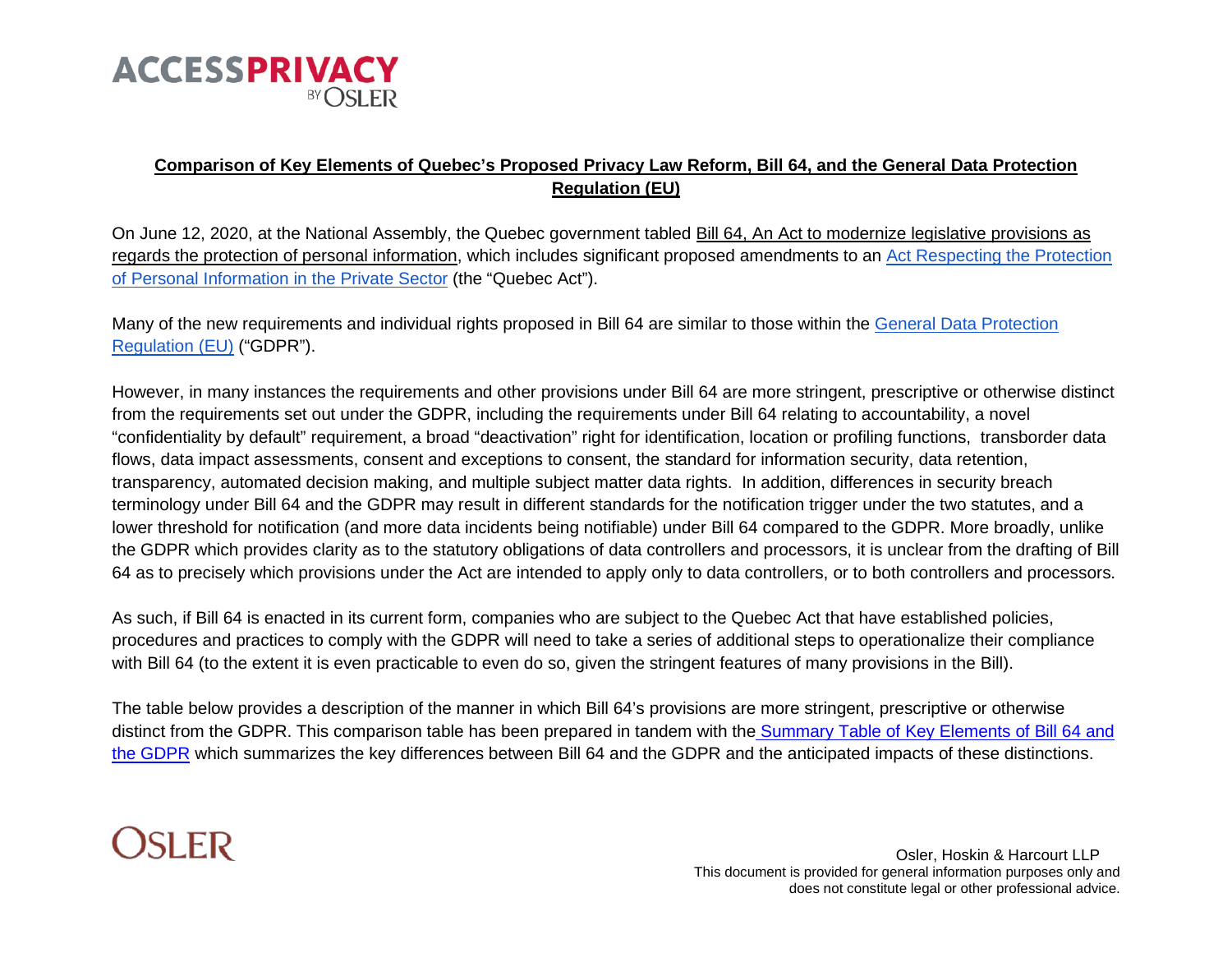# Comparison of Key Elements of Quebec's Proposed Privacy Law Reform, Bill 64, and the General Data Protection Regulation (EU)

On June 12, 2020, at the National Assembly, the Quebec government tabled Bill 64, An Act to modernize legislative provisions as regards the protection of personal information, which includes significant proposed amendments to an Act Respecting the Protection of Personal Information in the Private Sector (the "Quebec Act").

Many of the new requirements and individual rights proposed in Bill 64 are similar to those within the General Data Protection Regulation (EU) ("GDPR").

However, in many instances the requirements and other provisions under Bill 64 are more stringent, prescriptive or otherwise distinct from the requirements set out under the GDPR, including the requirements under Bill 64 relating to accountability, a novel "confidentiality by default" requirement, a broad "deactivation" right for identification, location or profiling functions, transborder data flows, data impact assessments, consent and exceptions to consent, the standard for information security, data retention, transparency, automated decision making, and multiple subject matter data rights. In addition, differences in security breach terminology under Bill 64 and the GDPR may result in different standards for the notification trigger under the two statutes, and a lower threshold for notification (and more data incidents being notifiable) under Bill 64 compared to the GDPR. More broadly, unlike the GDPR which provides clarity as to the statutory obligations of data controllers and processors, it is unclear from the drafting of Bill 64 as to precisely which provisions under the Act are intended to apply only to data controllers, or to both controllers and processors.

As such, if Bill 64 is enacted in its current form, companies who are subject to the Quebec Act that have established policies, procedures and practices to comply with the GDPR will need to take a series of additional steps to operationalize their compliance with Bill 64 (to the extent it is even practicable to even do so, given the stringent features of many provisions in the Bill).

The table below provides a description of the manner in which Bill 64's provisions are more stringent, prescriptive or otherwise distinct from the GDPR. This comparison table has been prepared in tandem with the Summary Table of Key Elements of Bill 64 and the GDPR which summarizes the key differences between Bill 64 and the GDPR and the anticipated impacts of these distinctions.

Osler, Hoskin & Harcourt LLP
This document is provided for general information purposes only and does not constitute legal or other professional advice.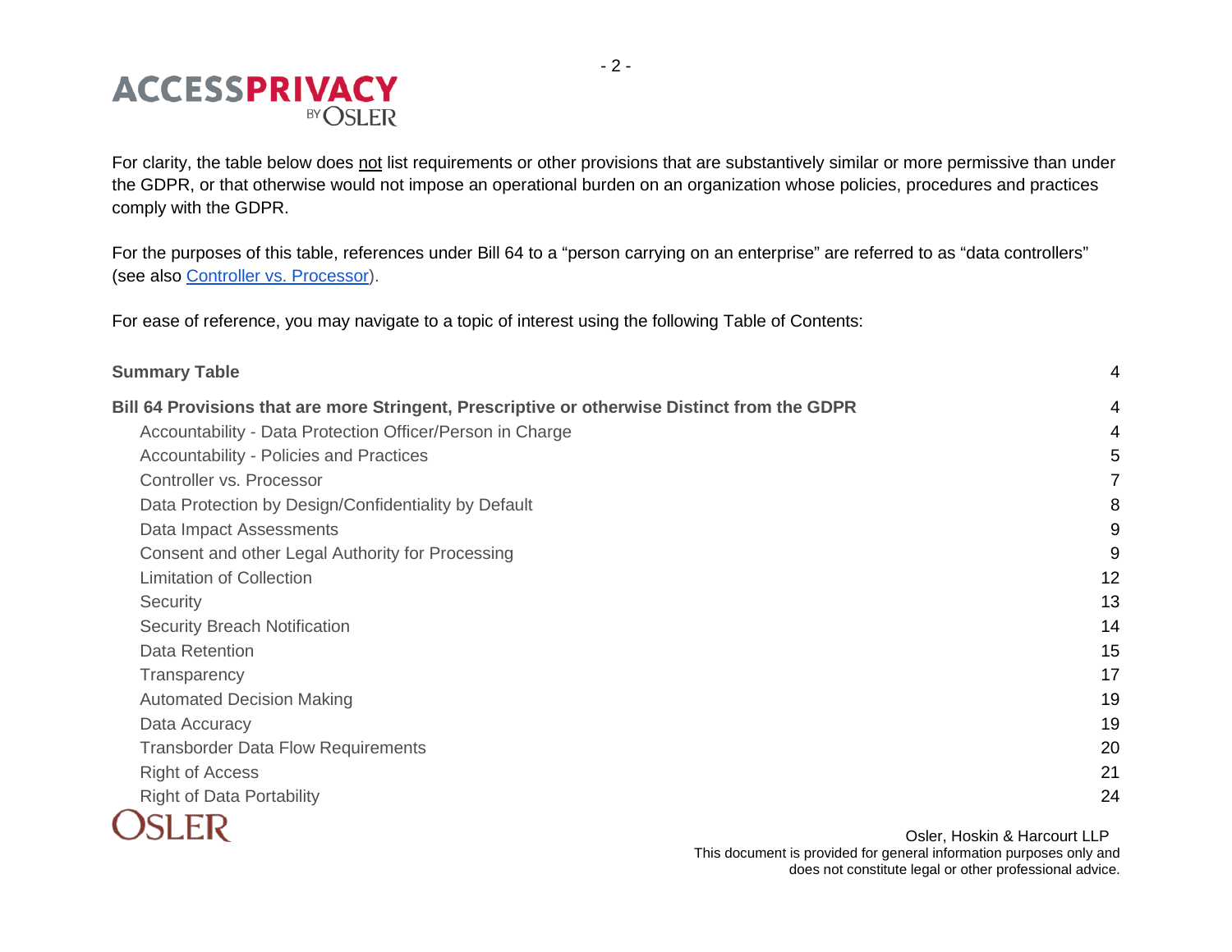For clarity, the table below does not list requirements or other provisions that are substantively similar or more permissive than under the GDPR, or that otherwise would not impose an operational burden on an organization whose policies, procedures and practices comply with the GDPR.

For the purposes of this table, references under Bill 64 to a "person carrying on an enterprise" are referred to as "data controllers" (see also Controller vs. Processor).

For ease of reference, you may navigate to a topic of interest using the following Table of Contents:

| | |
|---|---|
| **Summary Table** | 4 |
| **Bill 64 Provisions that are more Stringent, Prescriptive or otherwise Distinct from the GDPR** | 4 |
| Accountability - Data Protection Officer/Person in Charge | 4 |
| Accountability - Policies and Practices | 5 |
| Controller vs. Processor | 7 |
| Data Protection by Design/Confidentiality by Default | 8 |
| Data Impact Assessments | 9 |
| Consent and other Legal Authority for Processing | 9 |
| Limitation of Collection | 12 |
| Security | 13 |
| Security Breach Notification | 14 |
| Data Retention | 15 |
| Transparency | 17 |
| Automated Decision Making | 19 |
| Data Accuracy | 19 |
| Transborder Data Flow Requirements | 20 |
| Right of Access | 21 |
| Right of Data Portability | 24 |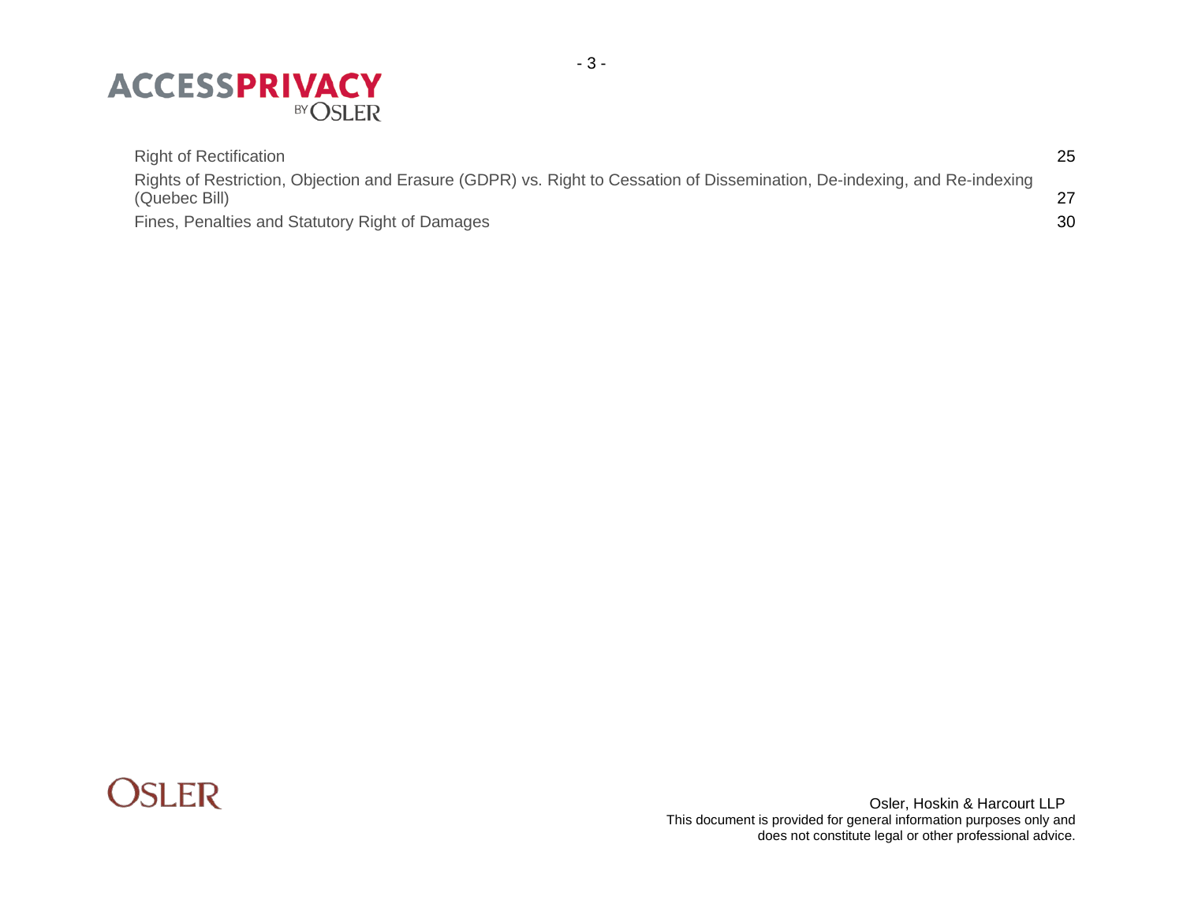| | |
|---|---|
| Right of Rectification | 25 |
| Rights of Restriction, Objection and Erasure (GDPR) vs. Right to Cessation of Dissemination, De-indexing, and Re-indexing (Quebec Bill) | 27 |
| Fines, Penalties and Statutory Right of Damages | 30 |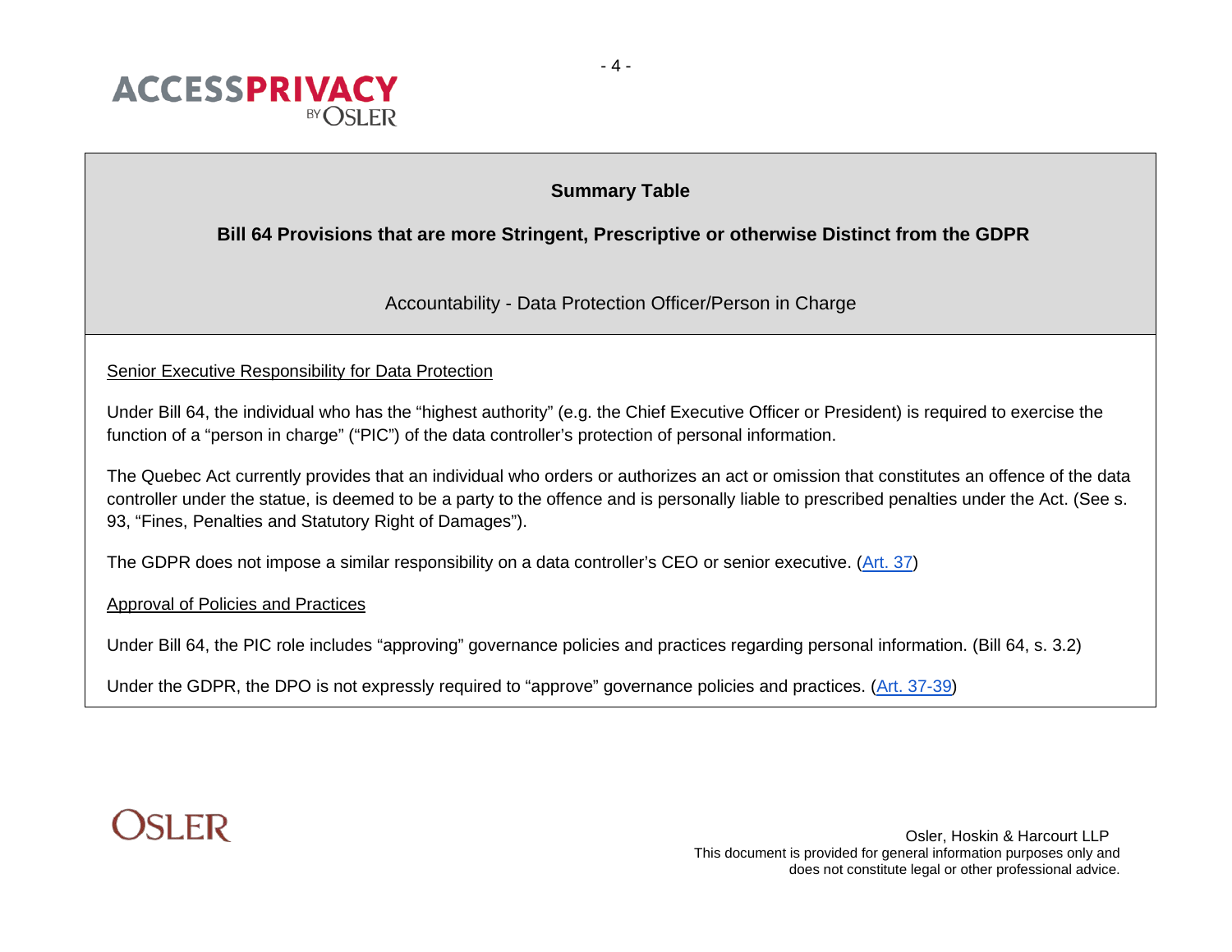**Summary Table**

**Bill 64 Provisions that are more Stringent, Prescriptive or otherwise Distinct from the GDPR**

Accountability - Data Protection Officer/Person in Charge

Senior Executive Responsibility for Data Protection

Under Bill 64, the individual who has the "highest authority" (e.g. the Chief Executive Officer or President) is required to exercise the function of a "person in charge" ("PIC") of the data controller's protection of personal information.

The Quebec Act currently provides that an individual who orders or authorizes an act or omission that constitutes an offence of the data controller under the statue, is deemed to be a party to the offence and is personally liable to prescribed penalties under the Act. (See s. 93, "Fines, Penalties and Statutory Right of Damages").

The GDPR does not impose a similar responsibility on a data controller's CEO or senior executive. (Art. 37)

Approval of Policies and Practices

Under Bill 64, the PIC role includes "approving" governance policies and practices regarding personal information. (Bill 64, s. 3.2)

Under the GDPR, the DPO is not expressly required to "approve" governance policies and practices. (Art. 37-39)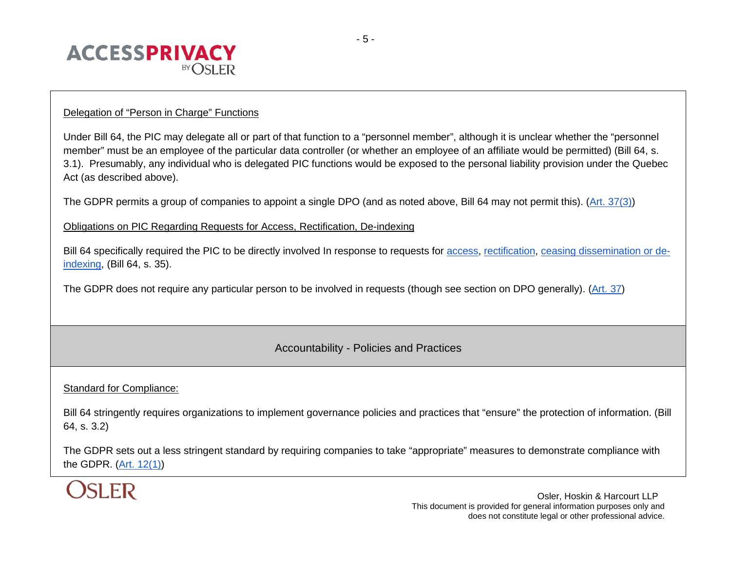Delegation of "Person in Charge" Functions

Under Bill 64, the PIC may delegate all or part of that function to a "personnel member", although it is unclear whether the "personnel member" must be an employee of the particular data controller (or whether an employee of an affiliate would be permitted) (Bill 64, s. 3.1). Presumably, any individual who is delegated PIC functions would be exposed to the personal liability provision under the Quebec Act (as described above).

The GDPR permits a group of companies to appoint a single DPO (and as noted above, Bill 64 may not permit this). (Art. 37(3))

Obligations on PIC Regarding Requests for Access, Rectification, De-indexing

Bill 64 specifically required the PIC to be directly involved In response to requests for access, rectification, ceasing dissemination or de-indexing, (Bill 64, s. 35).

The GDPR does not require any particular person to be involved in requests (though see section on DPO generally). (Art. 37)

## Accountability - Policies and Practices

Standard for Compliance:

Bill 64 stringently requires organizations to implement governance policies and practices that "ensure" the protection of information. (Bill 64, s. 3.2)

The GDPR sets out a less stringent standard by requiring companies to take "appropriate" measures to demonstrate compliance with the GDPR. (Art. 12(1))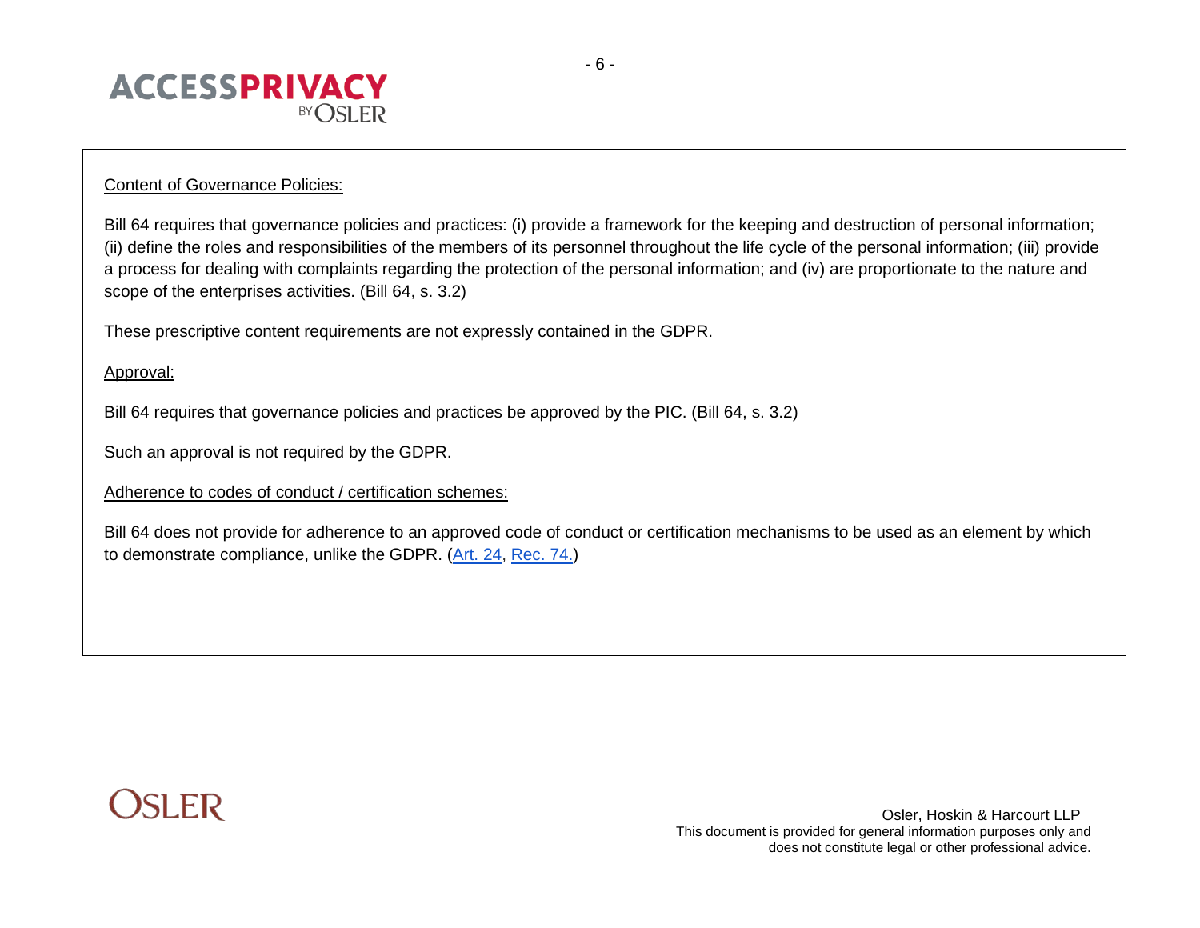Content of Governance Policies:

Bill 64 requires that governance policies and practices: (i) provide a framework for the keeping and destruction of personal information; (ii) define the roles and responsibilities of the members of its personnel throughout the life cycle of the personal information; (iii) provide a process for dealing with complaints regarding the protection of the personal information; and (iv) are proportionate to the nature and scope of the enterprises activities. (Bill 64, s. 3.2)

These prescriptive content requirements are not expressly contained in the GDPR.

Approval:

Bill 64 requires that governance policies and practices be approved by the PIC. (Bill 64, s. 3.2)

Such an approval is not required by the GDPR.

Adherence to codes of conduct / certification schemes:

Bill 64 does not provide for adherence to an approved code of conduct or certification mechanisms to be used as an element by which to demonstrate compliance, unlike the GDPR. (Art. 24, Rec. 74.)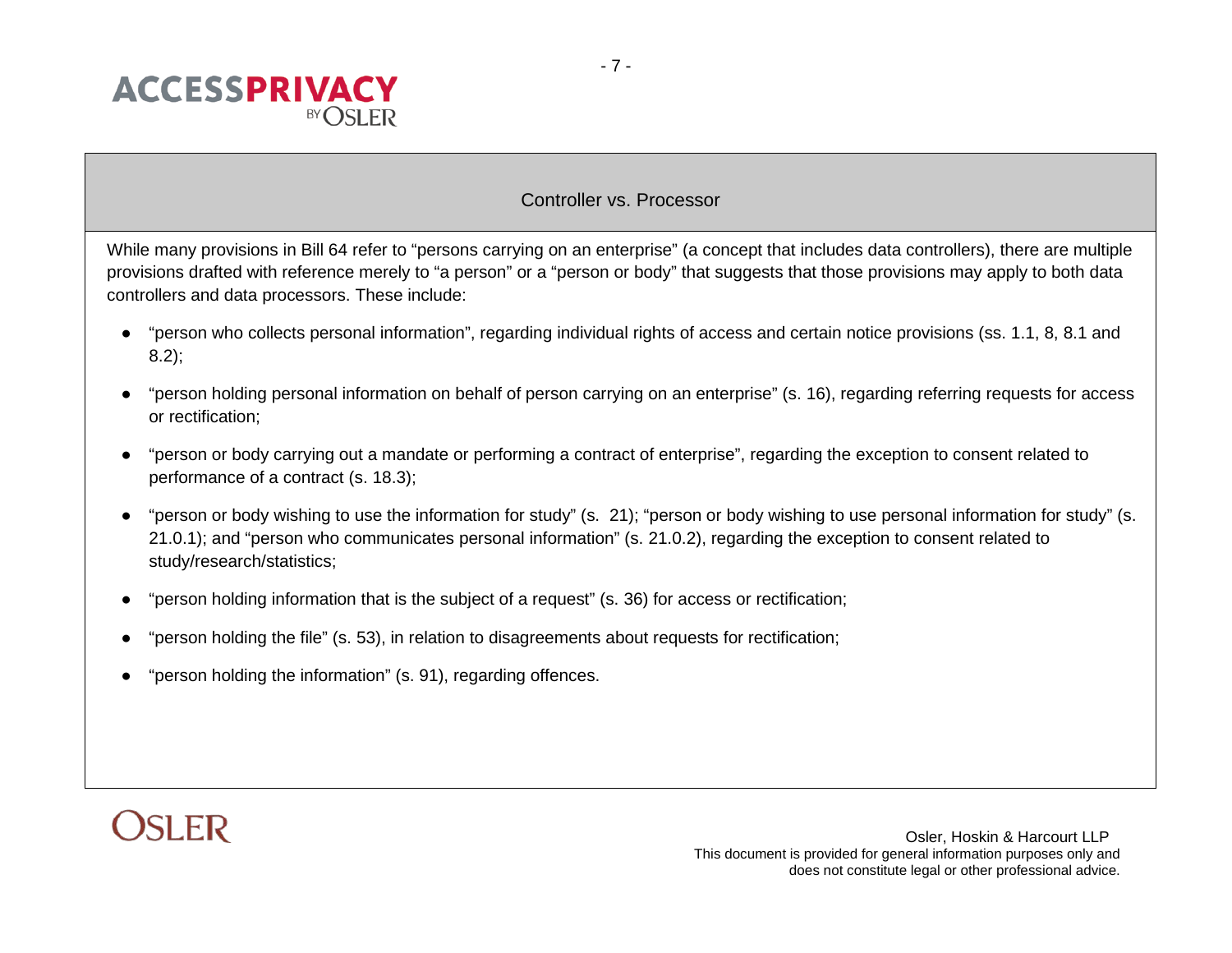## Controller vs. Processor

While many provisions in Bill 64 refer to "persons carrying on an enterprise" (a concept that includes data controllers), there are multiple provisions drafted with reference merely to "a person" or a "person or body" that suggests that those provisions may apply to both data controllers and data processors. These include:

- "person who collects personal information", regarding individual rights of access and certain notice provisions (ss. 1.1, 8, 8.1 and 8.2);
- "person holding personal information on behalf of person carrying on an enterprise" (s. 16), regarding referring requests for access or rectification;
- "person or body carrying out a mandate or performing a contract of enterprise", regarding the exception to consent related to performance of a contract (s. 18.3);
- "person or body wishing to use the information for study" (s. 21); "person or body wishing to use personal information for study" (s. 21.0.1); and "person who communicates personal information" (s. 21.0.2), regarding the exception to consent related to study/research/statistics;
- "person holding information that is the subject of a request" (s. 36) for access or rectification;
- "person holding the file" (s. 53), in relation to disagreements about requests for rectification;
- "person holding the information" (s. 91), regarding offences.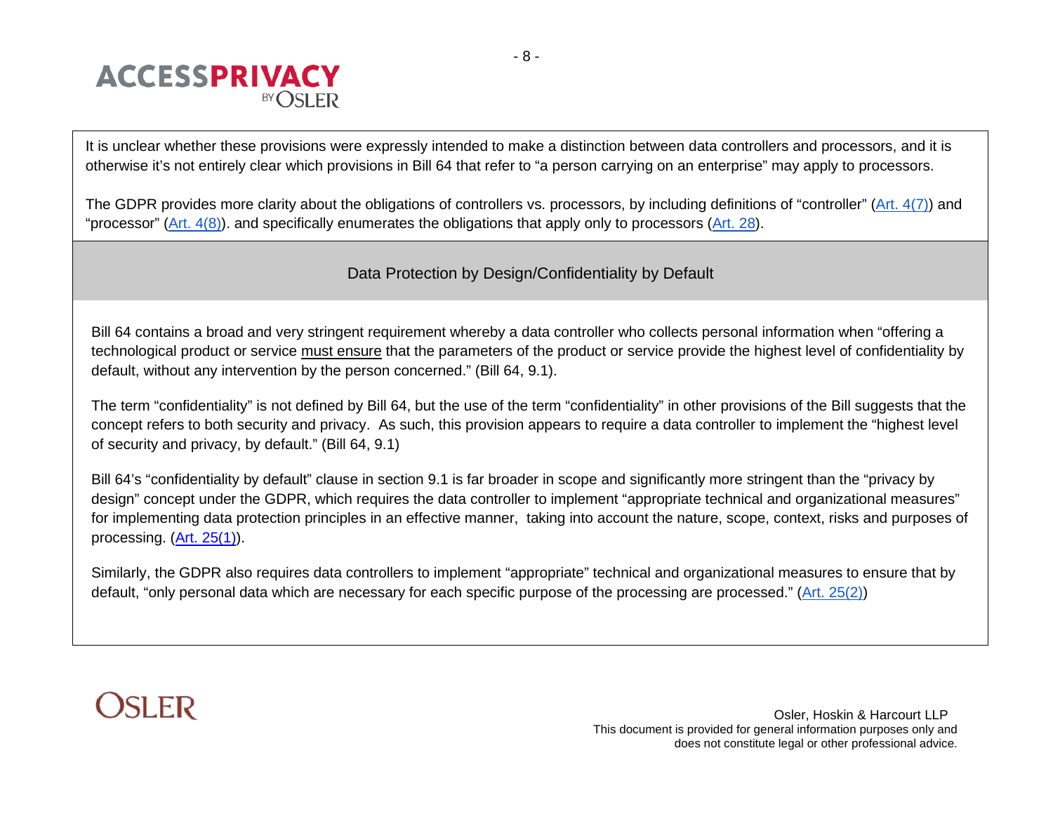It is unclear whether these provisions were expressly intended to make a distinction between data controllers and processors, and it is otherwise it's not entirely clear which provisions in Bill 64 that refer to "a person carrying on an enterprise" may apply to processors.

The GDPR provides more clarity about the obligations of controllers vs. processors, by including definitions of "controller" (Art. 4(7)) and "processor" (Art. 4(8)). and specifically enumerates the obligations that apply only to processors (Art. 28).

## Data Protection by Design/Confidentiality by Default

Bill 64 contains a broad and very stringent requirement whereby a data controller who collects personal information when "offering a technological product or service must ensure that the parameters of the product or service provide the highest level of confidentiality by default, without any intervention by the person concerned." (Bill 64, 9.1).

The term "confidentiality" is not defined by Bill 64, but the use of the term "confidentiality" in other provisions of the Bill suggests that the concept refers to both security and privacy. As such, this provision appears to require a data controller to implement the "highest level of security and privacy, by default." (Bill 64, 9.1)

Bill 64's "confidentiality by default" clause in section 9.1 is far broader in scope and significantly more stringent than the "privacy by design" concept under the GDPR, which requires the data controller to implement "appropriate technical and organizational measures" for implementing data protection principles in an effective manner, taking into account the nature, scope, context, risks and purposes of processing. (Art. 25(1)).

Similarly, the GDPR also requires data controllers to implement "appropriate" technical and organizational measures to ensure that by default, "only personal data which are necessary for each specific purpose of the processing are processed." (Art. 25(2))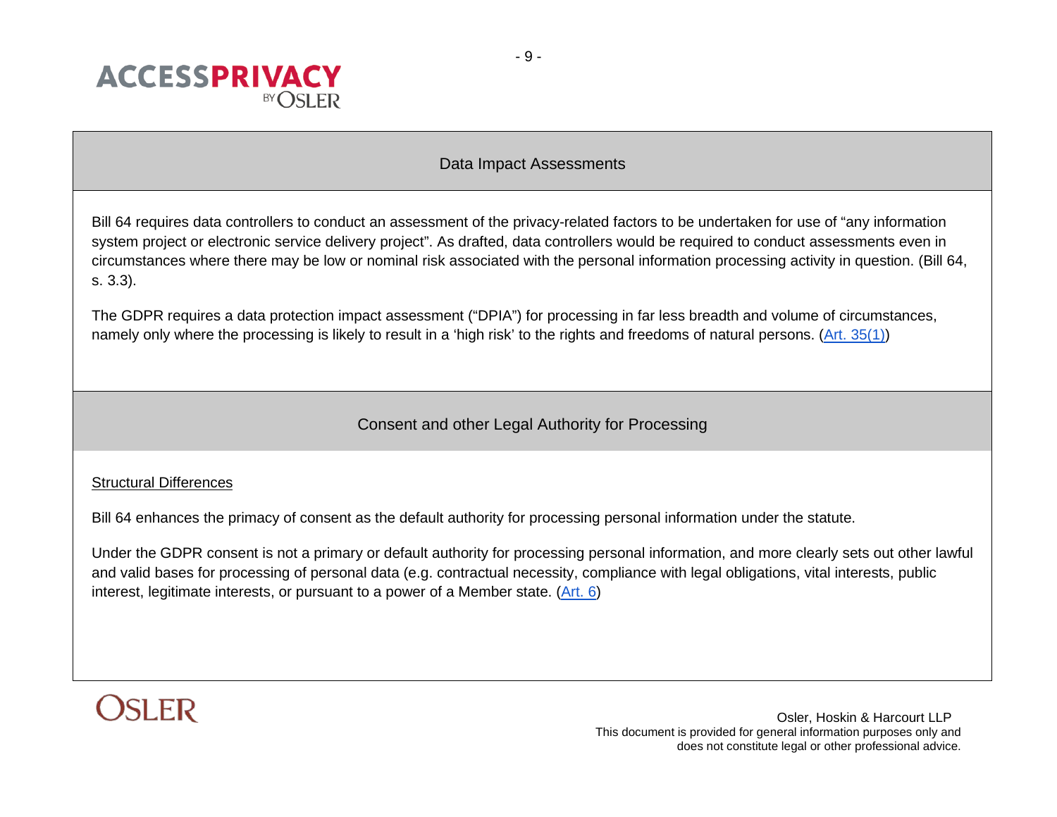## Data Impact Assessments

Bill 64 requires data controllers to conduct an assessment of the privacy-related factors to be undertaken for use of "any information system project or electronic service delivery project". As drafted, data controllers would be required to conduct assessments even in circumstances where there may be low or nominal risk associated with the personal information processing activity in question. (Bill 64, s. 3.3).

The GDPR requires a data protection impact assessment ("DPIA") for processing in far less breadth and volume of circumstances, namely only where the processing is likely to result in a 'high risk' to the rights and freedoms of natural persons. (Art. 35(1))

## Consent and other Legal Authority for Processing

Structural Differences

Bill 64 enhances the primacy of consent as the default authority for processing personal information under the statute.

Under the GDPR consent is not a primary or default authority for processing personal information, and more clearly sets out other lawful and valid bases for processing of personal data (e.g. contractual necessity, compliance with legal obligations, vital interests, public interest, legitimate interests, or pursuant to a power of a Member state. (Art. 6)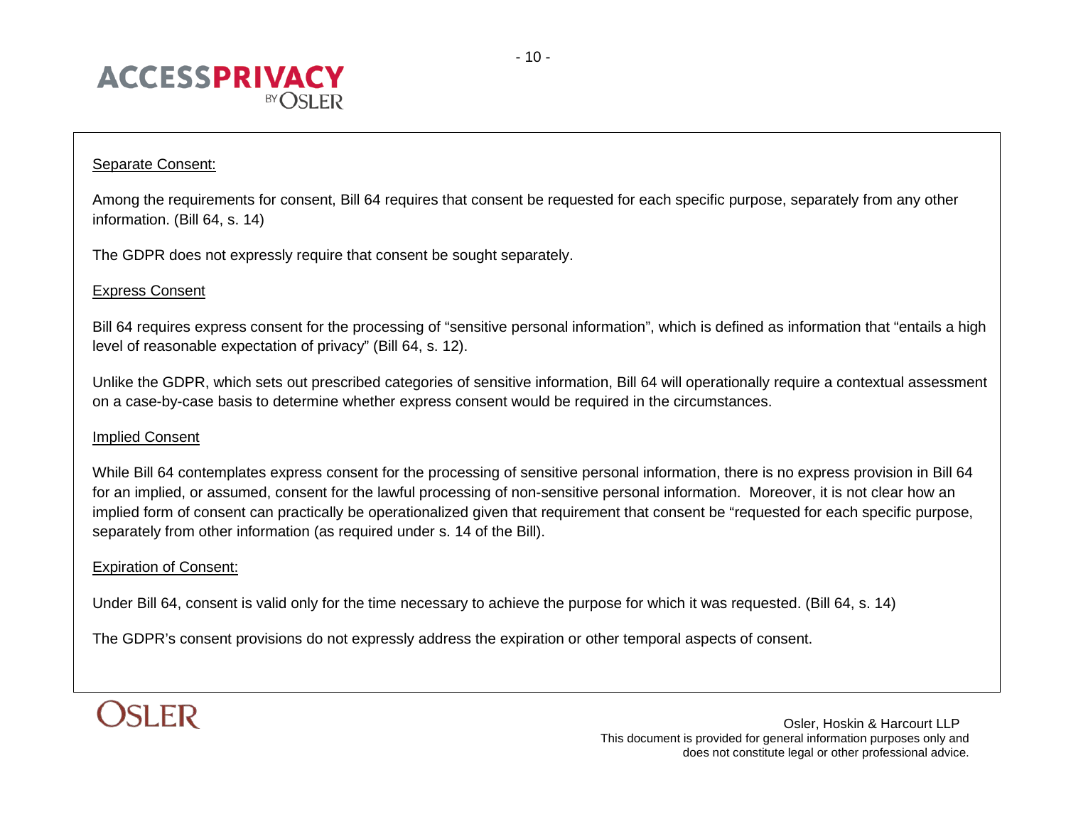Separate Consent:

Among the requirements for consent, Bill 64 requires that consent be requested for each specific purpose, separately from any other information. (Bill 64, s. 14)

The GDPR does not expressly require that consent be sought separately.

Express Consent

Bill 64 requires express consent for the processing of "sensitive personal information", which is defined as information that "entails a high level of reasonable expectation of privacy" (Bill 64, s. 12).

Unlike the GDPR, which sets out prescribed categories of sensitive information, Bill 64 will operationally require a contextual assessment on a case-by-case basis to determine whether express consent would be required in the circumstances.

Implied Consent

While Bill 64 contemplates express consent for the processing of sensitive personal information, there is no express provision in Bill 64 for an implied, or assumed, consent for the lawful processing of non-sensitive personal information. Moreover, it is not clear how an implied form of consent can practically be operationalized given that requirement that consent be "requested for each specific purpose, separately from other information (as required under s. 14 of the Bill).

Expiration of Consent:

Under Bill 64, consent is valid only for the time necessary to achieve the purpose for which it was requested. (Bill 64, s. 14)

The GDPR's consent provisions do not expressly address the expiration or other temporal aspects of consent.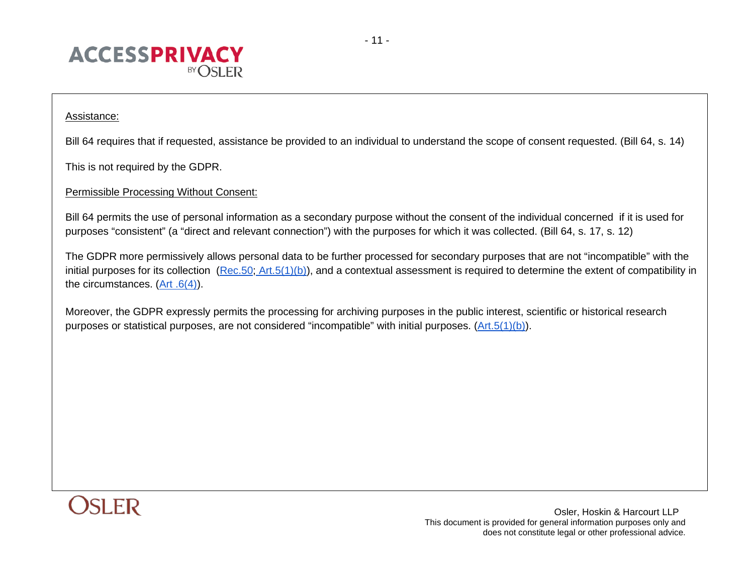Assistance:

Bill 64 requires that if requested, assistance be provided to an individual to understand the scope of consent requested. (Bill 64, s. 14)

This is not required by the GDPR.

Permissible Processing Without Consent:

Bill 64 permits the use of personal information as a secondary purpose without the consent of the individual concerned if it is used for purposes "consistent" (a "direct and relevant connection") with the purposes for which it was collected. (Bill 64, s. 17, s. 12)

The GDPR more permissively allows personal data to be further processed for secondary purposes that are not "incompatible" with the initial purposes for its collection (Rec.50; Art.5(1)(b)), and a contextual assessment is required to determine the extent of compatibility in the circumstances. (Art .6(4)).

Moreover, the GDPR expressly permits the processing for archiving purposes in the public interest, scientific or historical research purposes or statistical purposes, are not considered "incompatible" with initial purposes. (Art.5(1)(b)).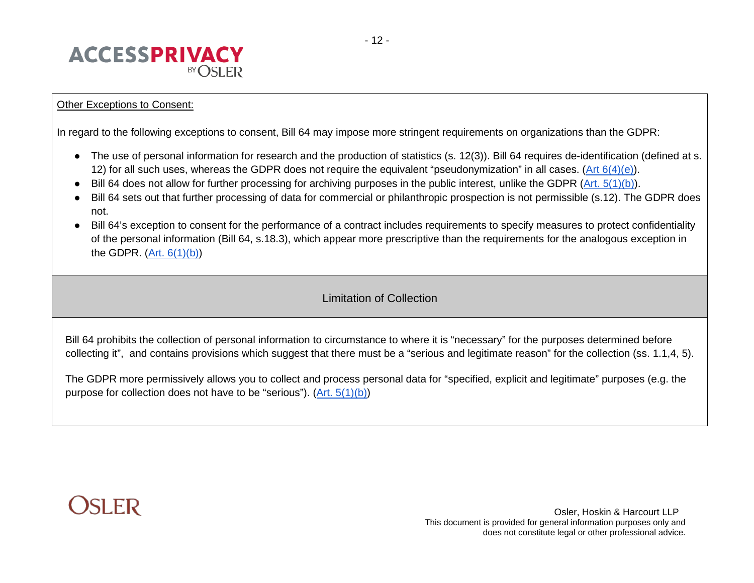Other Exceptions to Consent:

In regard to the following exceptions to consent, Bill 64 may impose more stringent requirements on organizations than the GDPR:

- The use of personal information for research and the production of statistics (s. 12(3)). Bill 64 requires de-identification (defined at s. 12) for all such uses, whereas the GDPR does not require the equivalent "pseudonymization" in all cases. (Art 6(4)(e)).
- Bill 64 does not allow for further processing for archiving purposes in the public interest, unlike the GDPR (Art. 5(1)(b)).
- Bill 64 sets out that further processing of data for commercial or philanthropic prospection is not permissible (s.12). The GDPR does not.
- Bill 64's exception to consent for the performance of a contract includes requirements to specify measures to protect confidentiality of the personal information (Bill 64, s.18.3), which appear more prescriptive than the requirements for the analogous exception in the GDPR. (Art. 6(1)(b))

## Limitation of Collection

Bill 64 prohibits the collection of personal information to circumstance to where it is "necessary" for the purposes determined before collecting it", and contains provisions which suggest that there must be a "serious and legitimate reason" for the collection (ss. 1.1,4, 5).

The GDPR more permissively allows you to collect and process personal data for "specified, explicit and legitimate" purposes (e.g. the purpose for collection does not have to be "serious"). (Art. 5(1)(b))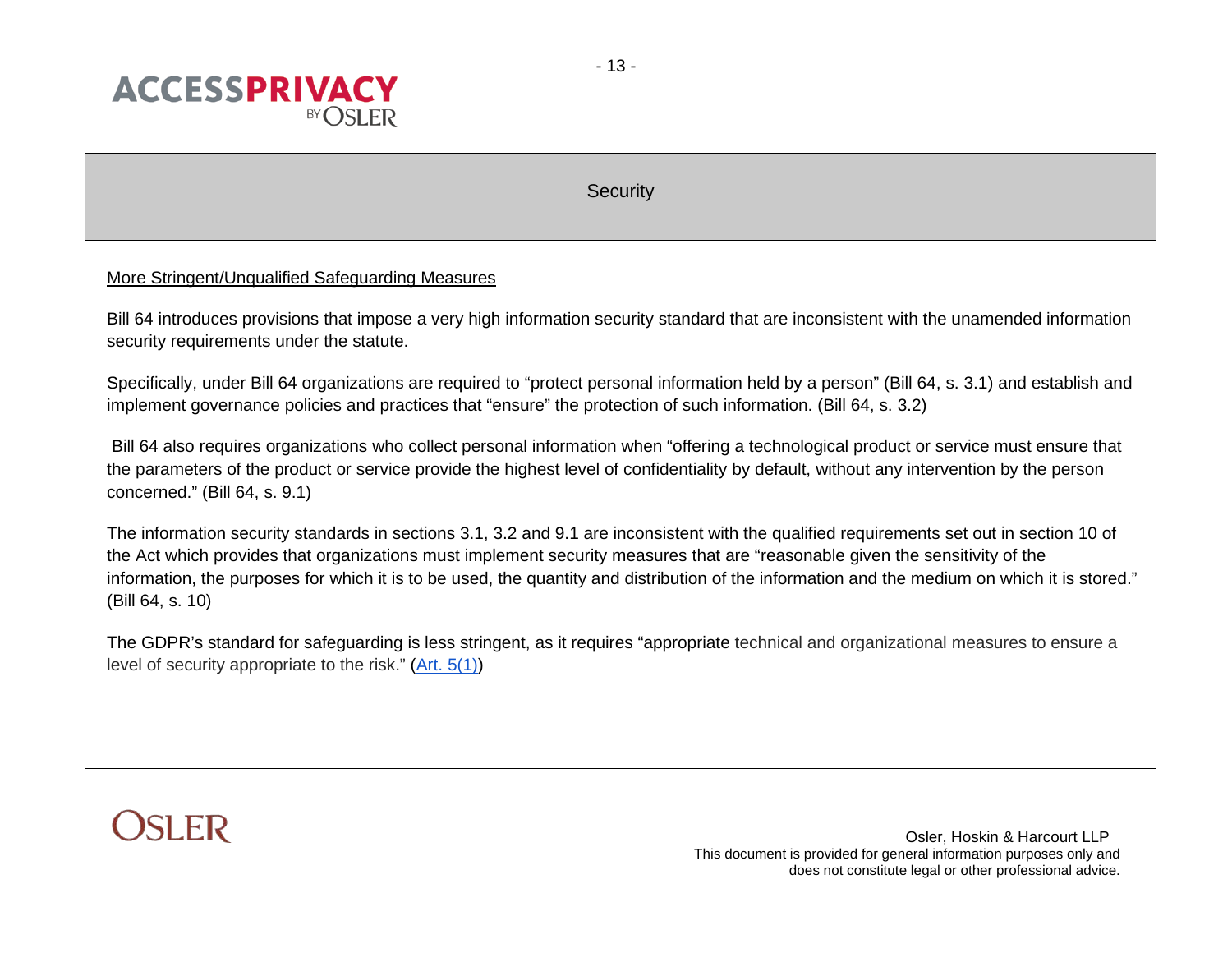## Security

<u>More Stringent/Unqualified Safeguarding Measures</u>

Bill 64 introduces provisions that impose a very high information security standard that are inconsistent with the unamended information security requirements under the statute.

Specifically, under Bill 64 organizations are required to "protect personal information held by a person" (Bill 64, s. 3.1) and establish and implement governance policies and practices that "ensure" the protection of such information. (Bill 64, s. 3.2)

Bill 64 also requires organizations who collect personal information when "offering a technological product or service must ensure that the parameters of the product or service provide the highest level of confidentiality by default, without any intervention by the person concerned." (Bill 64, s. 9.1)

The information security standards in sections 3.1, 3.2 and 9.1 are inconsistent with the qualified requirements set out in section 10 of the Act which provides that organizations must implement security measures that are "reasonable given the sensitivity of the information, the purposes for which it is to be used, the quantity and distribution of the information and the medium on which it is stored." (Bill 64, s. 10)

The GDPR's standard for safeguarding is less stringent, as it requires "appropriate technical and organizational measures to ensure a level of security appropriate to the risk." (Art. 5(1))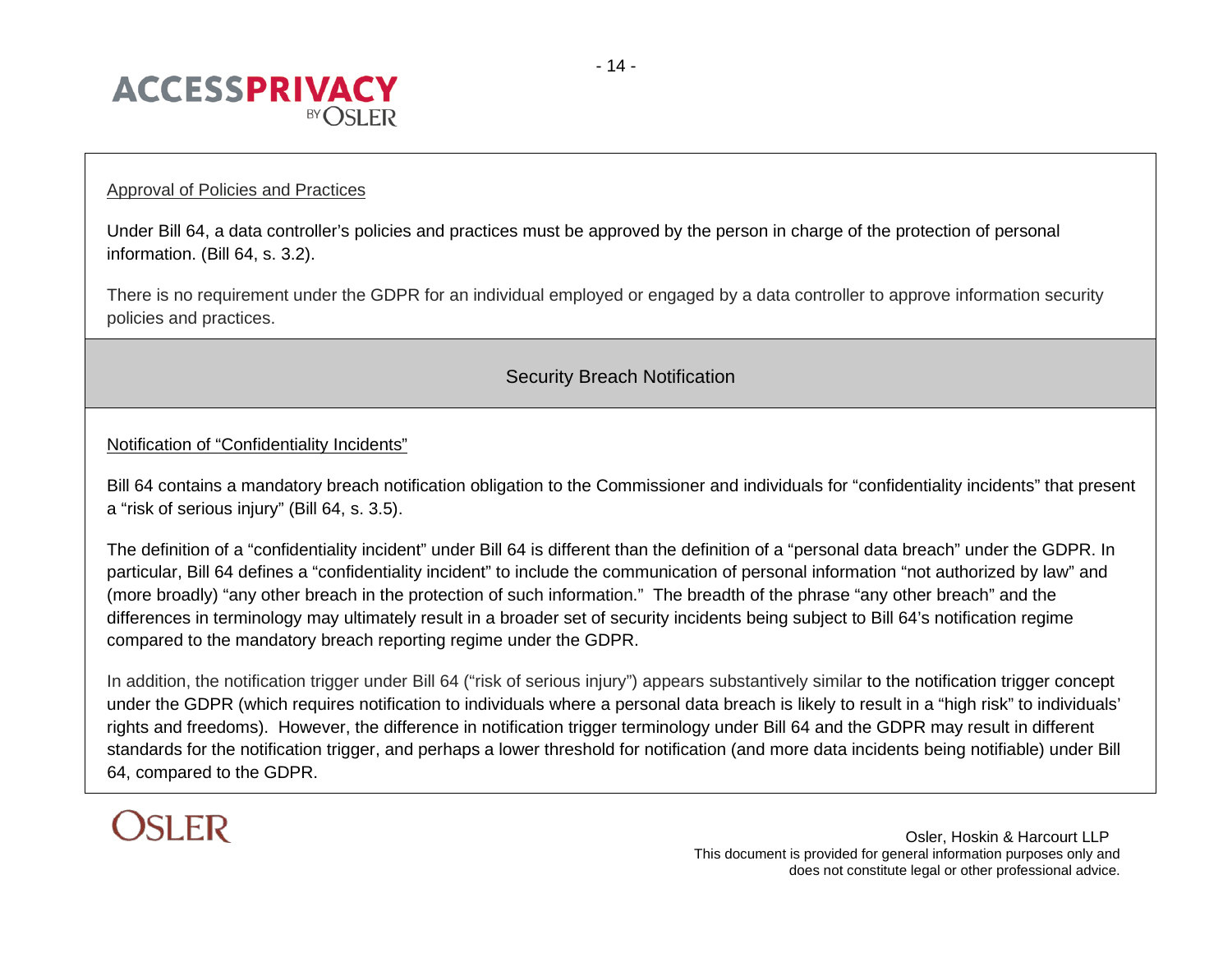Approval of Policies and Practices

Under Bill 64, a data controller's policies and practices must be approved by the person in charge of the protection of personal information. (Bill 64, s. 3.2).

There is no requirement under the GDPR for an individual employed or engaged by a data controller to approve information security policies and practices.

## Security Breach Notification

Notification of "Confidentiality Incidents"

Bill 64 contains a mandatory breach notification obligation to the Commissioner and individuals for "confidentiality incidents" that present a "risk of serious injury" (Bill 64, s. 3.5).

The definition of a "confidentiality incident" under Bill 64 is different than the definition of a "personal data breach" under the GDPR. In particular, Bill 64 defines a "confidentiality incident" to include the communication of personal information "not authorized by law" and (more broadly) "any other breach in the protection of such information." The breadth of the phrase "any other breach" and the differences in terminology may ultimately result in a broader set of security incidents being subject to Bill 64's notification regime compared to the mandatory breach reporting regime under the GDPR.

In addition, the notification trigger under Bill 64 ("risk of serious injury") appears substantively similar to the notification trigger concept under the GDPR (which requires notification to individuals where a personal data breach is likely to result in a "high risk" to individuals' rights and freedoms). However, the difference in notification trigger terminology under Bill 64 and the GDPR may result in different standards for the notification trigger, and perhaps a lower threshold for notification (and more data incidents being notifiable) under Bill 64, compared to the GDPR.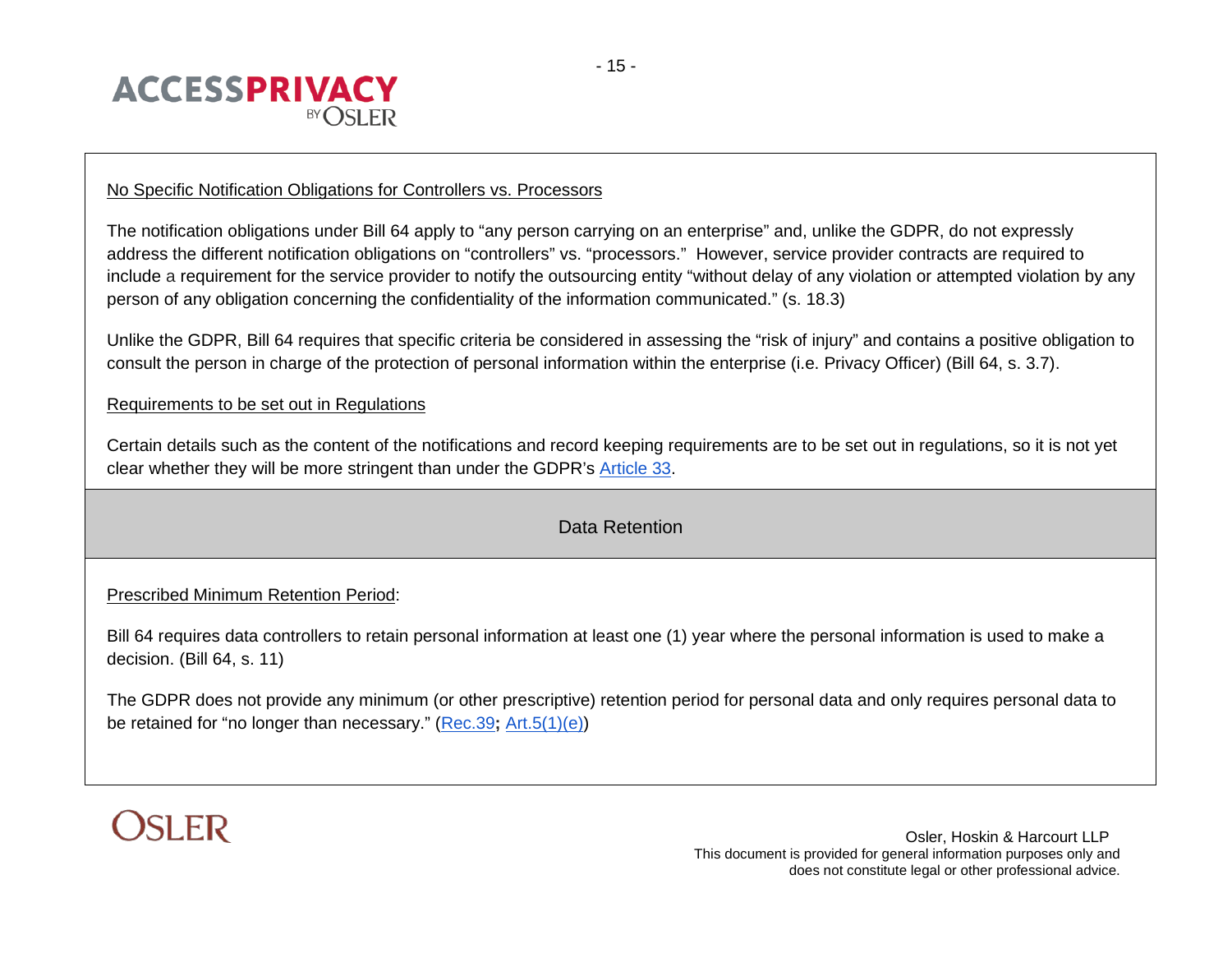No Specific Notification Obligations for Controllers vs. Processors

The notification obligations under Bill 64 apply to “any person carrying on an enterprise” and, unlike the GDPR, do not expressly address the different notification obligations on “controllers” vs. “processors.” However, service provider contracts are required to include a requirement for the service provider to notify the outsourcing entity “without delay of any violation or attempted violation by any person of any obligation concerning the confidentiality of the information communicated.” (s. 18.3)

Unlike the GDPR, Bill 64 requires that specific criteria be considered in assessing the “risk of injury” and contains a positive obligation to consult the person in charge of the protection of personal information within the enterprise (i.e. Privacy Officer) (Bill 64, s. 3.7).

Requirements to be set out in Regulations

Certain details such as the content of the notifications and record keeping requirements are to be set out in regulations, so it is not yet clear whether they will be more stringent than under the GDPR’s Article 33.

## Data Retention

Prescribed Minimum Retention Period:

Bill 64 requires data controllers to retain personal information at least one (1) year where the personal information is used to make a decision. (Bill 64, s. 11)

The GDPR does not provide any minimum (or other prescriptive) retention period for personal data and only requires personal data to be retained for “no longer than necessary.” (Rec.39**;** Art.5(1)(e))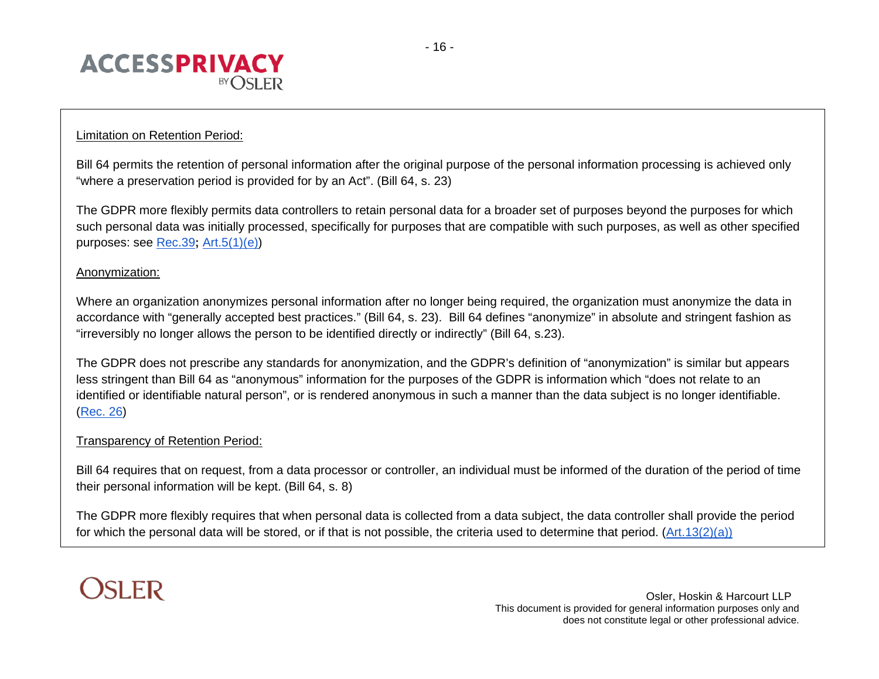Limitation on Retention Period:

Bill 64 permits the retention of personal information after the original purpose of the personal information processing is achieved only "where a preservation period is provided for by an Act". (Bill 64, s. 23)

The GDPR more flexibly permits data controllers to retain personal data for a broader set of purposes beyond the purposes for which such personal data was initially processed, specifically for purposes that are compatible with such purposes, as well as other specified purposes: see Rec.39**;** Art.5(1)(e))

Anonymization:

Where an organization anonymizes personal information after no longer being required, the organization must anonymize the data in accordance with "generally accepted best practices." (Bill 64, s. 23). Bill 64 defines "anonymize" in absolute and stringent fashion as "irreversibly no longer allows the person to be identified directly or indirectly" (Bill 64, s.23).

The GDPR does not prescribe any standards for anonymization, and the GDPR's definition of "anonymization" is similar but appears less stringent than Bill 64 as "anonymous" information for the purposes of the GDPR is information which "does not relate to an identified or identifiable natural person", or is rendered anonymous in such a manner than the data subject is no longer identifiable. (Rec. 26)

Transparency of Retention Period:

Bill 64 requires that on request, from a data processor or controller, an individual must be informed of the duration of the period of time their personal information will be kept. (Bill 64, s. 8)

The GDPR more flexibly requires that when personal data is collected from a data subject, the data controller shall provide the period for which the personal data will be stored, or if that is not possible, the criteria used to determine that period. (Art.13(2)(a))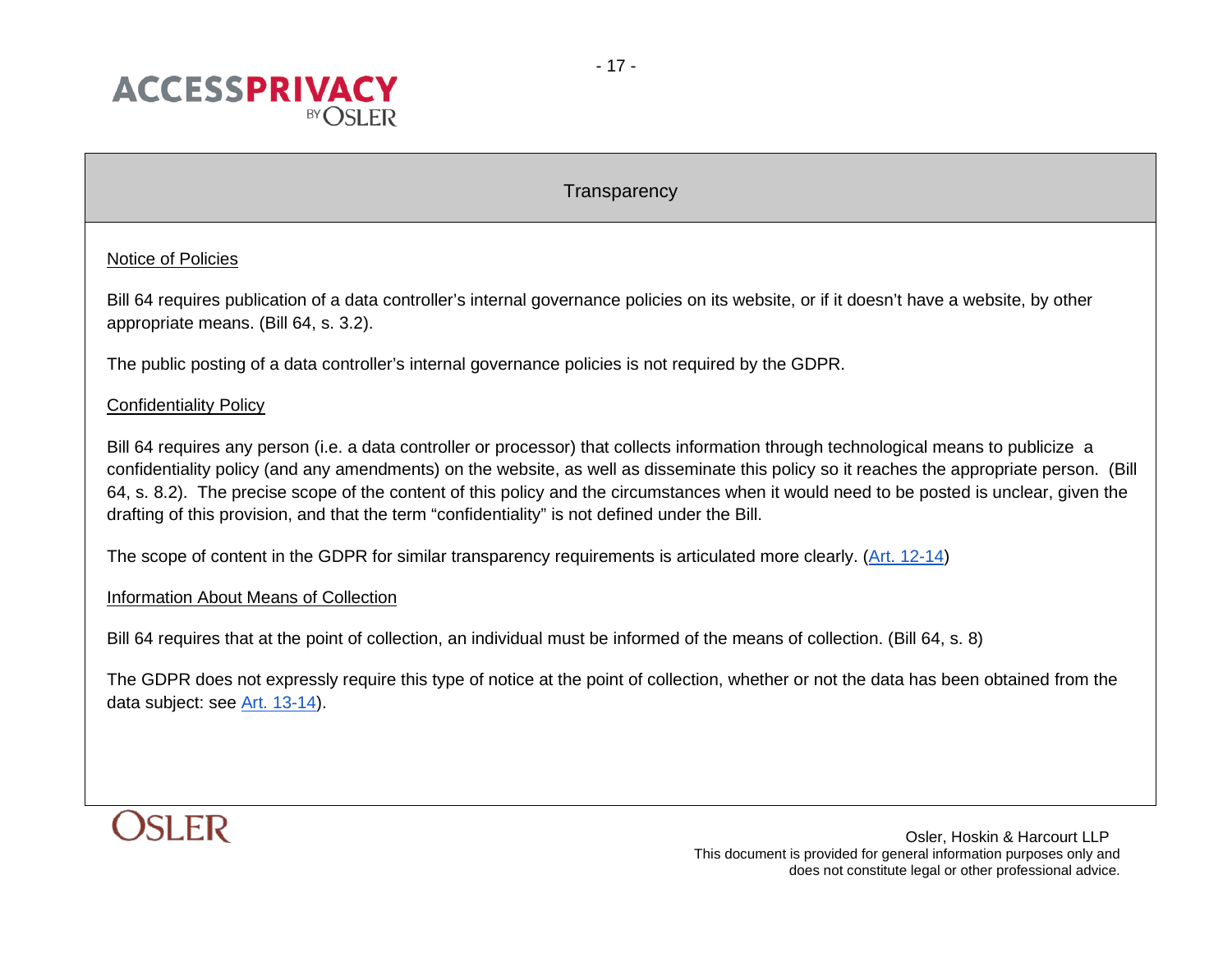## Transparency

Notice of Policies

Bill 64 requires publication of a data controller's internal governance policies on its website, or if it doesn't have a website, by other appropriate means. (Bill 64, s. 3.2).

The public posting of a data controller's internal governance policies is not required by the GDPR.

Confidentiality Policy

Bill 64 requires any person (i.e. a data controller or processor) that collects information through technological means to publicize a confidentiality policy (and any amendments) on the website, as well as disseminate this policy so it reaches the appropriate person. (Bill 64, s. 8.2). The precise scope of the content of this policy and the circumstances when it would need to be posted is unclear, given the drafting of this provision, and that the term "confidentiality" is not defined under the Bill.

The scope of content in the GDPR for similar transparency requirements is articulated more clearly. (Art. 12-14)

Information About Means of Collection

Bill 64 requires that at the point of collection, an individual must be informed of the means of collection. (Bill 64, s. 8)

The GDPR does not expressly require this type of notice at the point of collection, whether or not the data has been obtained from the data subject: see Art. 13-14).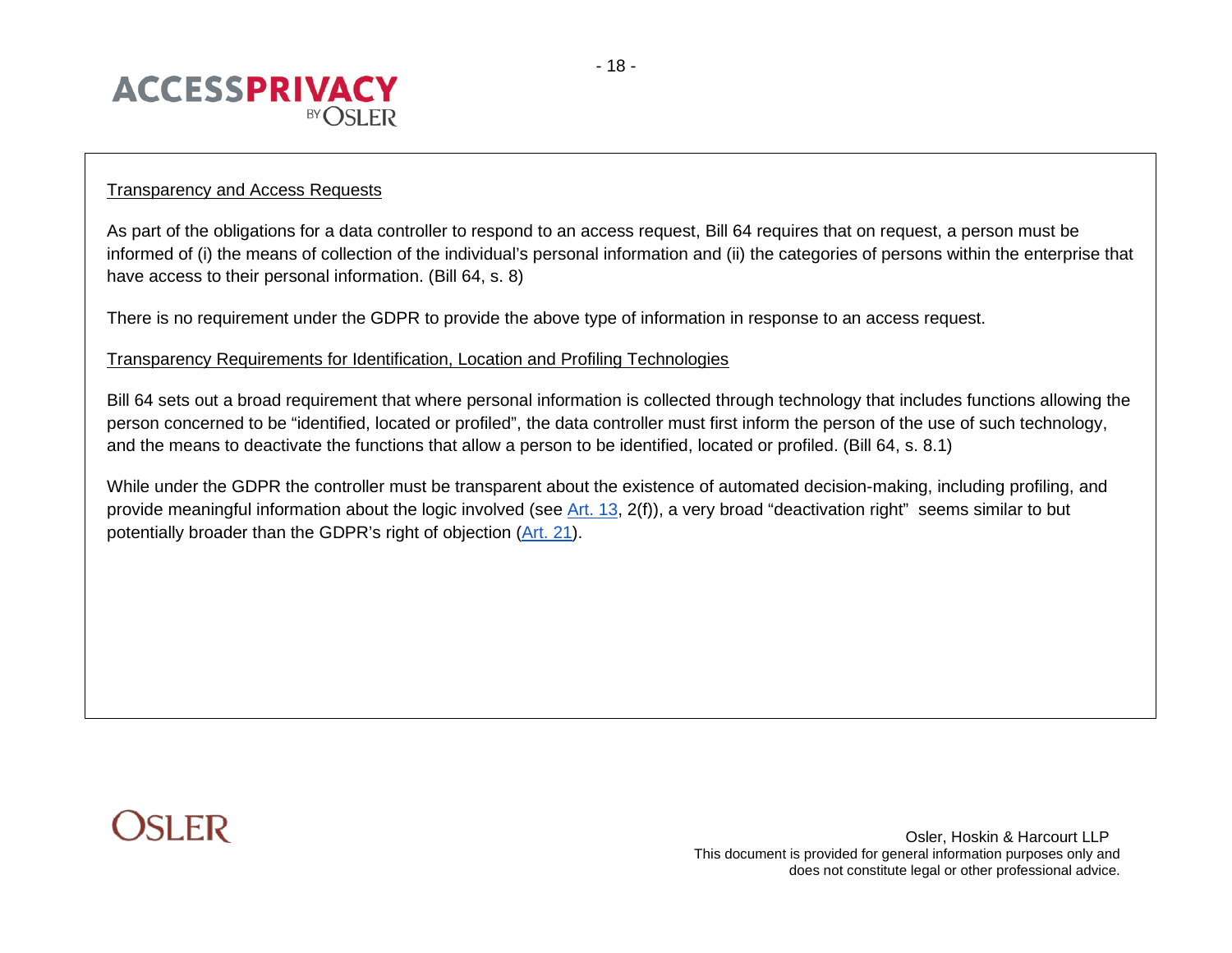Transparency and Access Requests

As part of the obligations for a data controller to respond to an access request, Bill 64 requires that on request, a person must be informed of (i) the means of collection of the individual's personal information and (ii) the categories of persons within the enterprise that have access to their personal information. (Bill 64, s. 8)

There is no requirement under the GDPR to provide the above type of information in response to an access request.

Transparency Requirements for Identification, Location and Profiling Technologies

Bill 64 sets out a broad requirement that where personal information is collected through technology that includes functions allowing the person concerned to be "identified, located or profiled", the data controller must first inform the person of the use of such technology, and the means to deactivate the functions that allow a person to be identified, located or profiled. (Bill 64, s. 8.1)

While under the GDPR the controller must be transparent about the existence of automated decision-making, including profiling, and provide meaningful information about the logic involved (see Art. 13, 2(f)), a very broad "deactivation right" seems similar to but potentially broader than the GDPR's right of objection (Art. 21).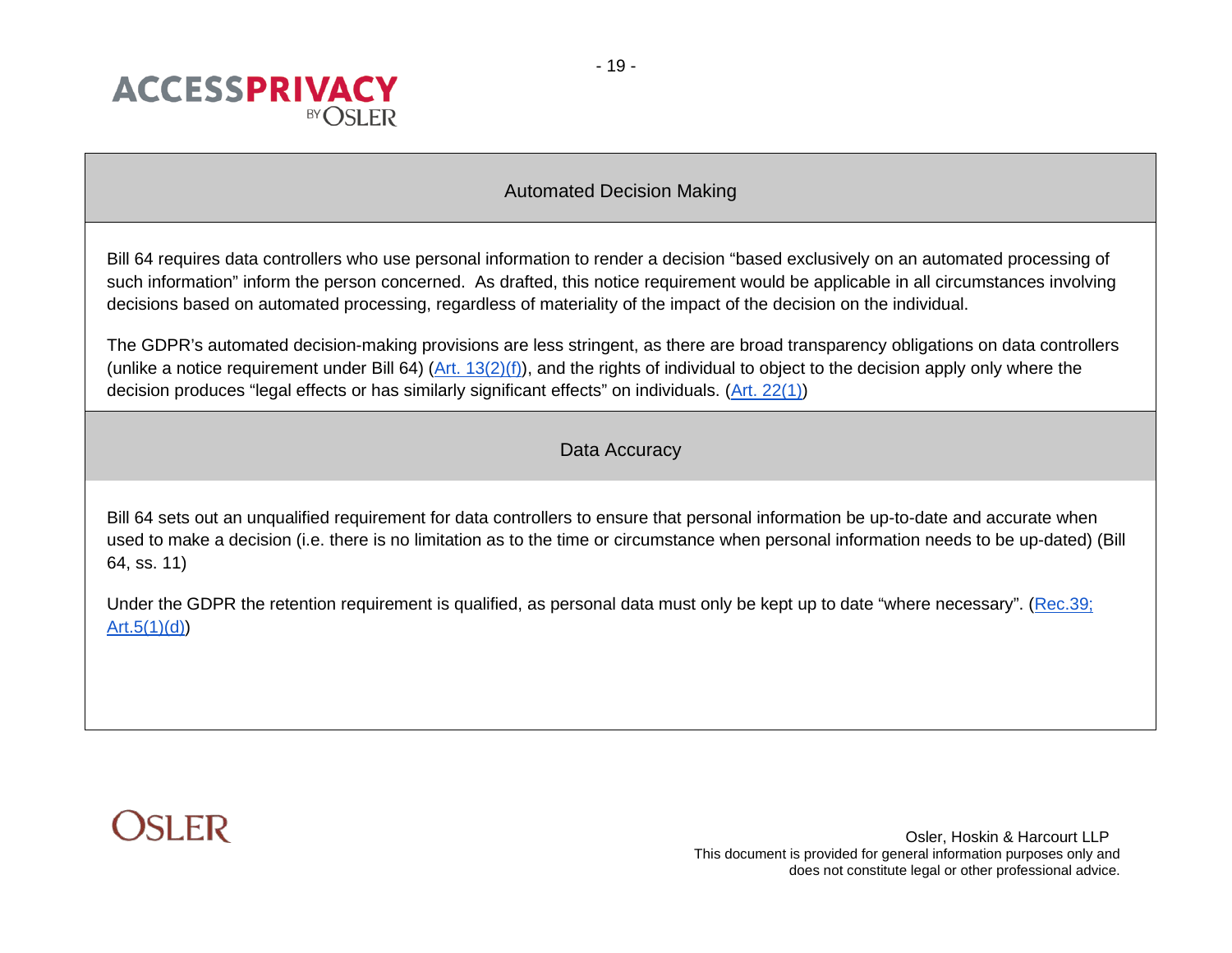## Automated Decision Making

Bill 64 requires data controllers who use personal information to render a decision "based exclusively on an automated processing of such information" inform the person concerned. As drafted, this notice requirement would be applicable in all circumstances involving decisions based on automated processing, regardless of materiality of the impact of the decision on the individual.

The GDPR's automated decision-making provisions are less stringent, as there are broad transparency obligations on data controllers (unlike a notice requirement under Bill 64) (Art. 13(2)(f)), and the rights of individual to object to the decision apply only where the decision produces "legal effects or has similarly significant effects" on individuals. (Art. 22(1))

## Data Accuracy

Bill 64 sets out an unqualified requirement for data controllers to ensure that personal information be up-to-date and accurate when used to make a decision (i.e. there is no limitation as to the time or circumstance when personal information needs to be up-dated) (Bill 64, ss. 11)

Under the GDPR the retention requirement is qualified, as personal data must only be kept up to date "where necessary". (Rec.39; Art.5(1)(d))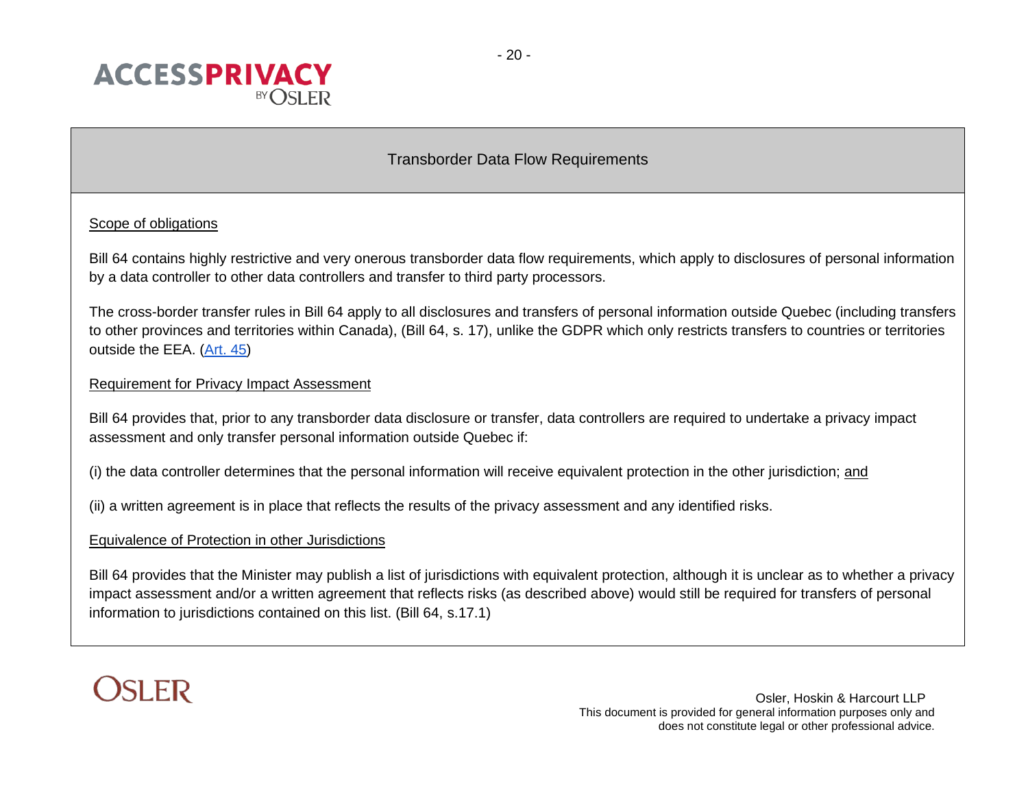## Transborder Data Flow Requirements

Scope of obligations

Bill 64 contains highly restrictive and very onerous transborder data flow requirements, which apply to disclosures of personal information by a data controller to other data controllers and transfer to third party processors.

The cross-border transfer rules in Bill 64 apply to all disclosures and transfers of personal information outside Quebec (including transfers to other provinces and territories within Canada), (Bill 64, s. 17), unlike the GDPR which only restricts transfers to countries or territories outside the EEA. (Art. 45)

Requirement for Privacy Impact Assessment

Bill 64 provides that, prior to any transborder data disclosure or transfer, data controllers are required to undertake a privacy impact assessment and only transfer personal information outside Quebec if:

(i) the data controller determines that the personal information will receive equivalent protection in the other jurisdiction; and

(ii) a written agreement is in place that reflects the results of the privacy assessment and any identified risks.

Equivalence of Protection in other Jurisdictions

Bill 64 provides that the Minister may publish a list of jurisdictions with equivalent protection, although it is unclear as to whether a privacy impact assessment and/or a written agreement that reflects risks (as described above) would still be required for transfers of personal information to jurisdictions contained on this list. (Bill 64, s.17.1)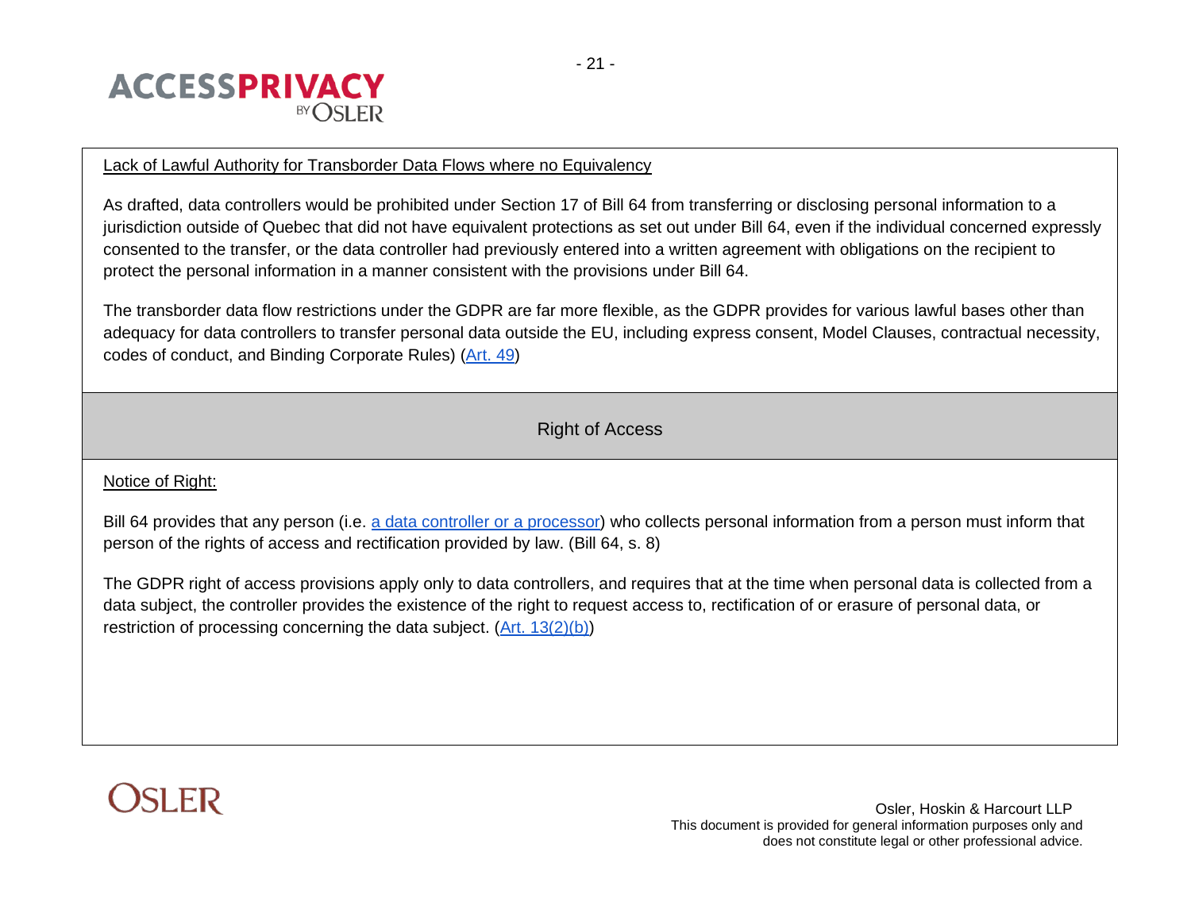Lack of Lawful Authority for Transborder Data Flows where no Equivalency

As drafted, data controllers would be prohibited under Section 17 of Bill 64 from transferring or disclosing personal information to a jurisdiction outside of Quebec that did not have equivalent protections as set out under Bill 64, even if the individual concerned expressly consented to the transfer, or the data controller had previously entered into a written agreement with obligations on the recipient to protect the personal information in a manner consistent with the provisions under Bill 64.

The transborder data flow restrictions under the GDPR are far more flexible, as the GDPR provides for various lawful bases other than adequacy for data controllers to transfer personal data outside the EU, including express consent, Model Clauses, contractual necessity, codes of conduct, and Binding Corporate Rules) (Art. 49)

## Right of Access

Notice of Right:

Bill 64 provides that any person (i.e. a data controller or a processor) who collects personal information from a person must inform that person of the rights of access and rectification provided by law. (Bill 64, s. 8)

The GDPR right of access provisions apply only to data controllers, and requires that at the time when personal data is collected from a data subject, the controller provides the existence of the right to request access to, rectification of or erasure of personal data, or restriction of processing concerning the data subject. (Art. 13(2)(b))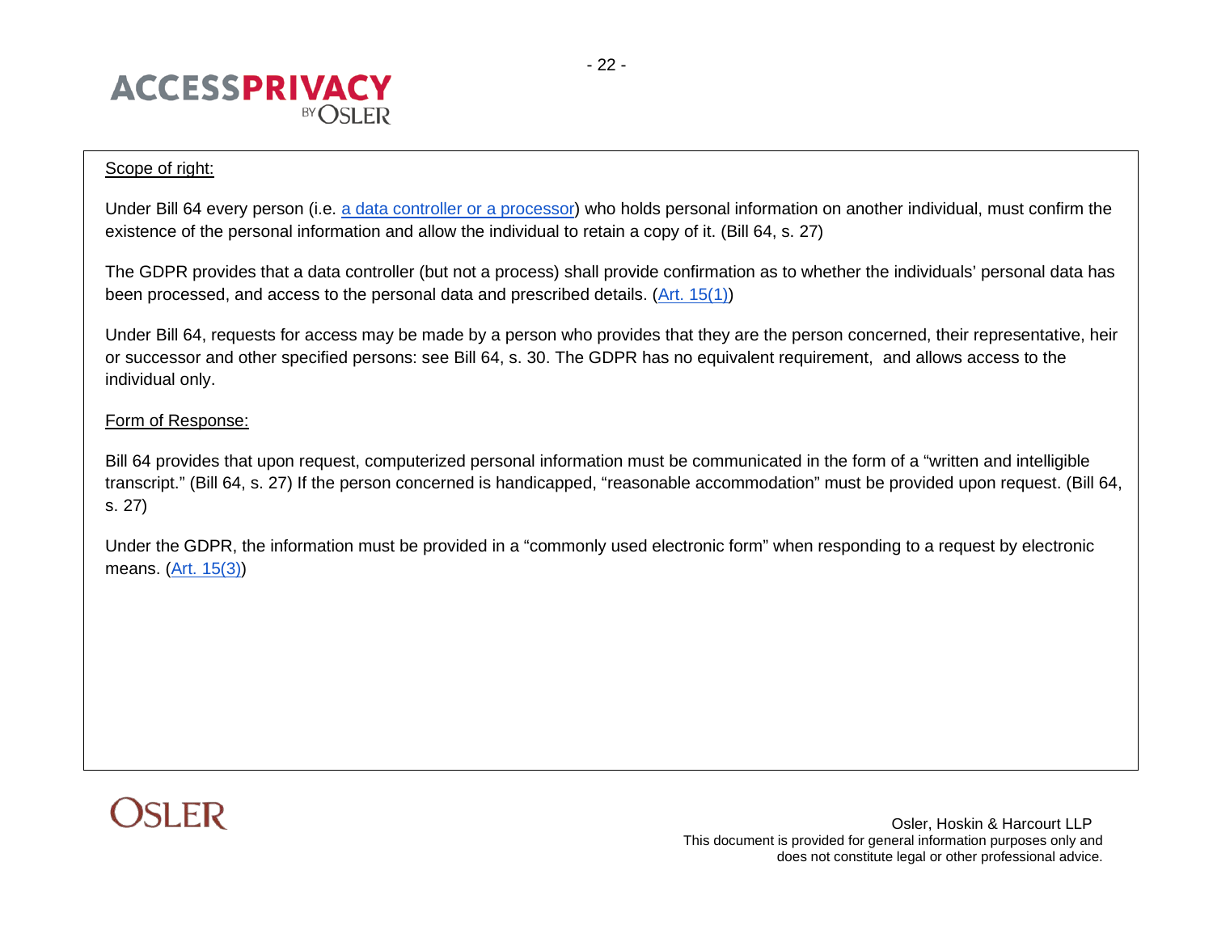Scope of right:

Under Bill 64 every person (i.e. a data controller or a processor) who holds personal information on another individual, must confirm the existence of the personal information and allow the individual to retain a copy of it. (Bill 64, s. 27)

The GDPR provides that a data controller (but not a process) shall provide confirmation as to whether the individuals' personal data has been processed, and access to the personal data and prescribed details. (Art. 15(1))

Under Bill 64, requests for access may be made by a person who provides that they are the person concerned, their representative, heir or successor and other specified persons: see Bill 64, s. 30. The GDPR has no equivalent requirement, and allows access to the individual only.

Form of Response:

Bill 64 provides that upon request, computerized personal information must be communicated in the form of a "written and intelligible transcript." (Bill 64, s. 27) If the person concerned is handicapped, "reasonable accommodation" must be provided upon request. (Bill 64, s. 27)

Under the GDPR, the information must be provided in a "commonly used electronic form" when responding to a request by electronic means. (Art. 15(3))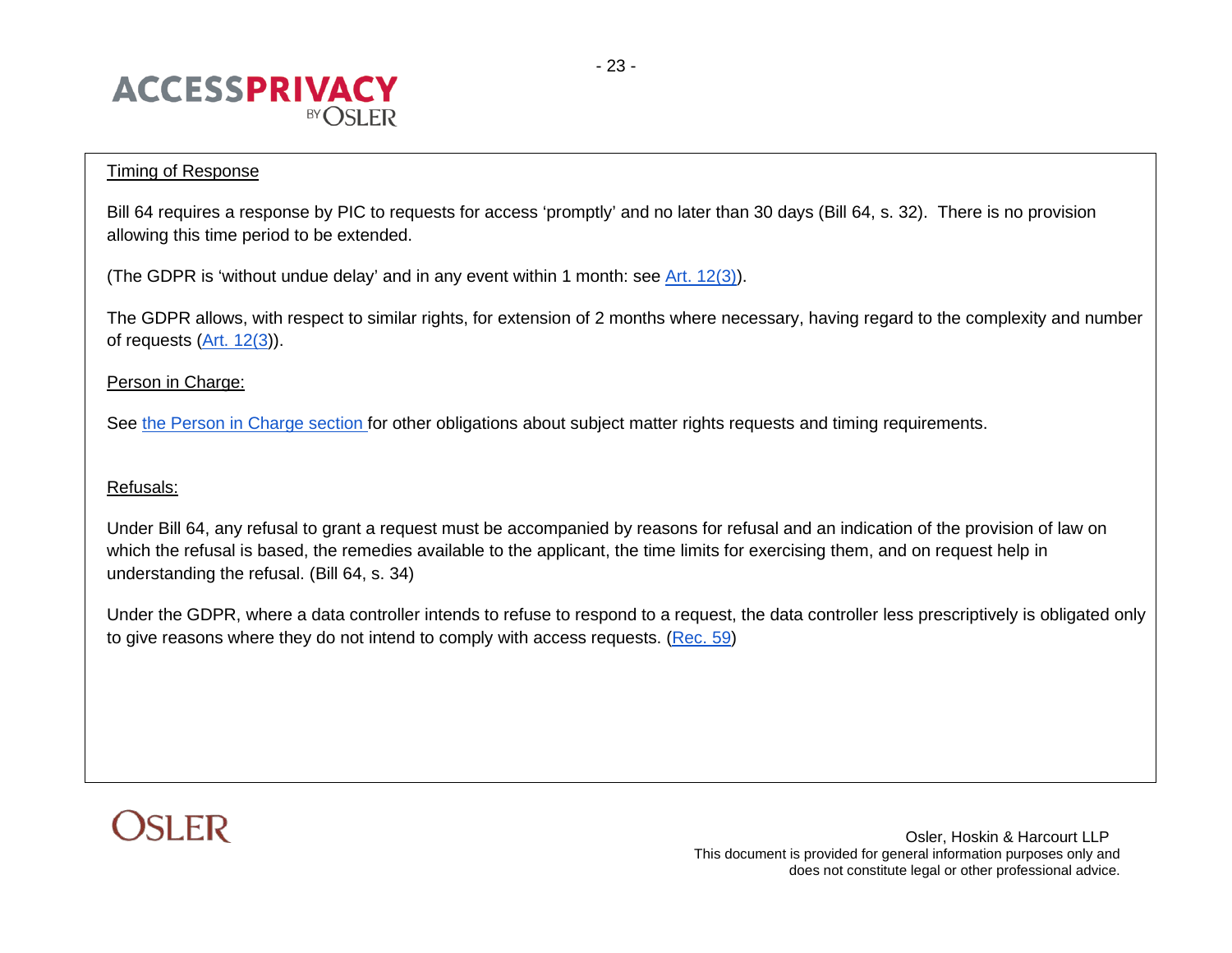Timing of Response

Bill 64 requires a response by PIC to requests for access 'promptly' and no later than 30 days (Bill 64, s. 32). There is no provision allowing this time period to be extended.

(The GDPR is 'without undue delay' and in any event within 1 month: see Art. 12(3)).

The GDPR allows, with respect to similar rights, for extension of 2 months where necessary, having regard to the complexity and number of requests (Art. 12(3)).

Person in Charge:

See the Person in Charge section for other obligations about subject matter rights requests and timing requirements.

Refusals:

Under Bill 64, any refusal to grant a request must be accompanied by reasons for refusal and an indication of the provision of law on which the refusal is based, the remedies available to the applicant, the time limits for exercising them, and on request help in understanding the refusal. (Bill 64, s. 34)

Under the GDPR, where a data controller intends to refuse to respond to a request, the data controller less prescriptively is obligated only to give reasons where they do not intend to comply with access requests. (Rec. 59)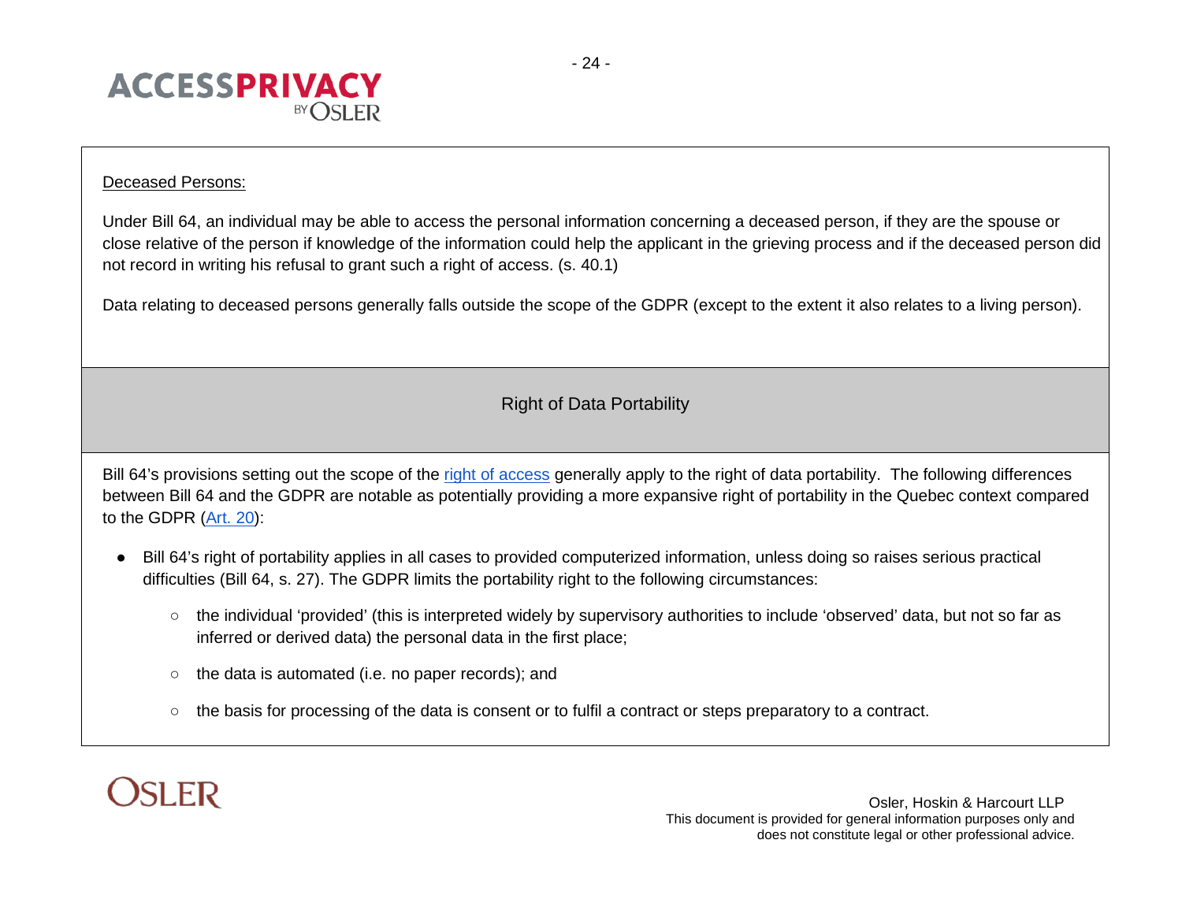Deceased Persons:

Under Bill 64, an individual may be able to access the personal information concerning a deceased person, if they are the spouse or close relative of the person if knowledge of the information could help the applicant in the grieving process and if the deceased person did not record in writing his refusal to grant such a right of access. (s. 40.1)

Data relating to deceased persons generally falls outside the scope of the GDPR (except to the extent it also relates to a living person).

## Right of Data Portability

Bill 64's provisions setting out the scope of the right of access generally apply to the right of data portability. The following differences between Bill 64 and the GDPR are notable as potentially providing a more expansive right of portability in the Quebec context compared to the GDPR (Art. 20):

- Bill 64's right of portability applies in all cases to provided computerized information, unless doing so raises serious practical difficulties (Bill 64, s. 27). The GDPR limits the portability right to the following circumstances:
  - the individual 'provided' (this is interpreted widely by supervisory authorities to include 'observed' data, but not so far as inferred or derived data) the personal data in the first place;
  - the data is automated (i.e. no paper records); and
  - the basis for processing of the data is consent or to fulfil a contract or steps preparatory to a contract.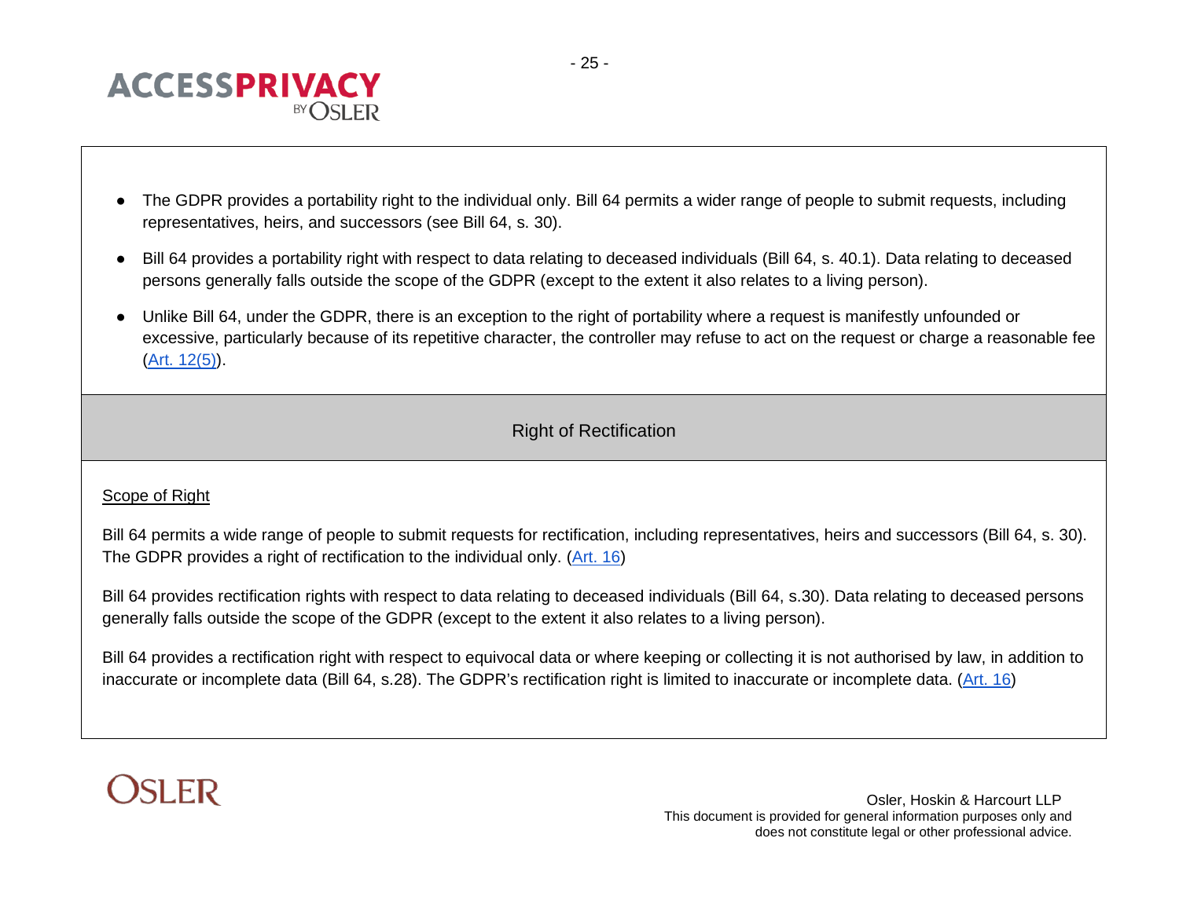- The GDPR provides a portability right to the individual only. Bill 64 permits a wider range of people to submit requests, including representatives, heirs, and successors (see Bill 64, s. 30).
- Bill 64 provides a portability right with respect to data relating to deceased individuals (Bill 64, s. 40.1). Data relating to deceased persons generally falls outside the scope of the GDPR (except to the extent it also relates to a living person).
- Unlike Bill 64, under the GDPR, there is an exception to the right of portability where a request is manifestly unfounded or excessive, particularly because of its repetitive character, the controller may refuse to act on the request or charge a reasonable fee (Art. 12(5)).

## Right of Rectification

Scope of Right

Bill 64 permits a wide range of people to submit requests for rectification, including representatives, heirs and successors (Bill 64, s. 30). The GDPR provides a right of rectification to the individual only. (Art. 16)

Bill 64 provides rectification rights with respect to data relating to deceased individuals (Bill 64, s.30). Data relating to deceased persons generally falls outside the scope of the GDPR (except to the extent it also relates to a living person).

Bill 64 provides a rectification right with respect to equivocal data or where keeping or collecting it is not authorised by law, in addition to inaccurate or incomplete data (Bill 64, s.28). The GDPR's rectification right is limited to inaccurate or incomplete data. (Art. 16)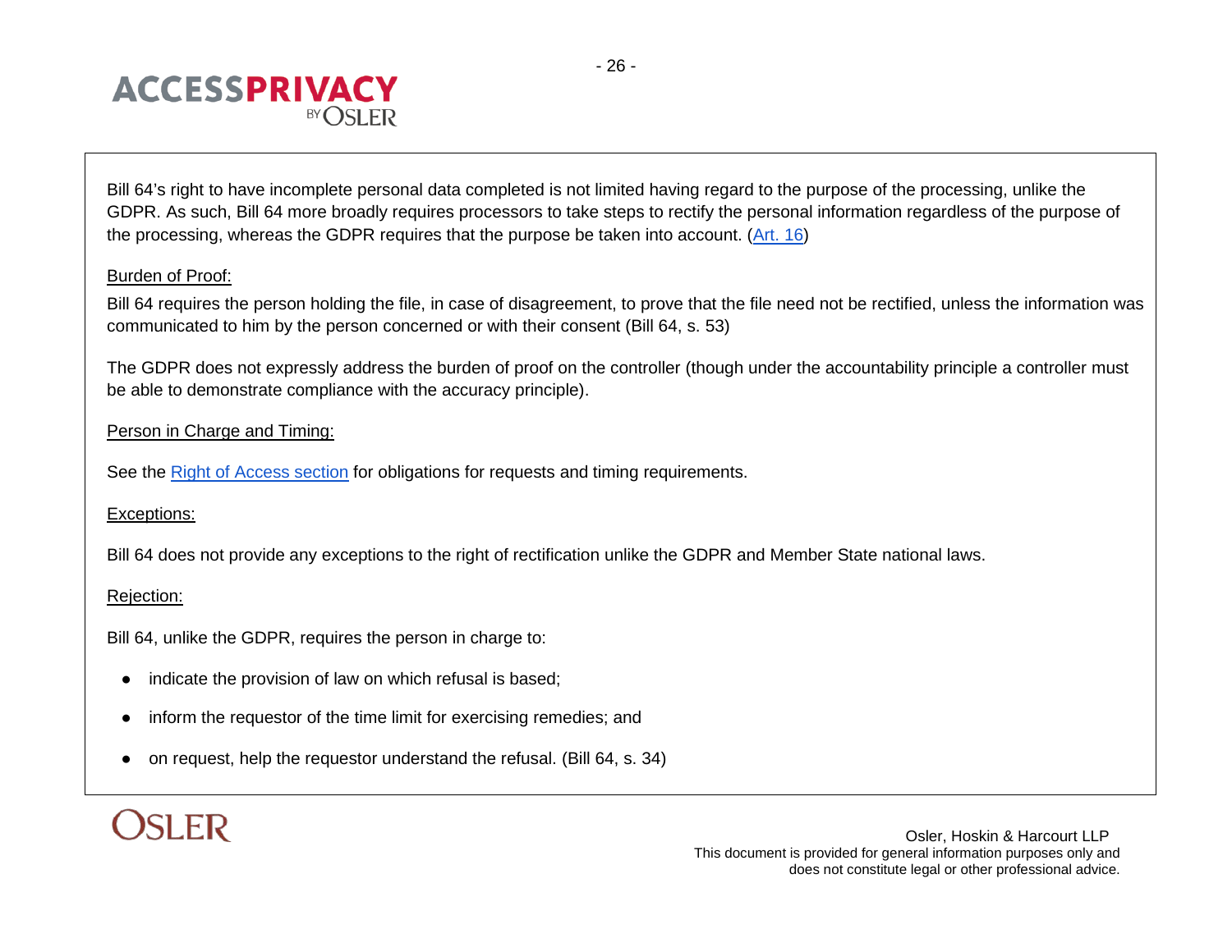Bill 64's right to have incomplete personal data completed is not limited having regard to the purpose of the processing, unlike the GDPR. As such, Bill 64 more broadly requires processors to take steps to rectify the personal information regardless of the purpose of the processing, whereas the GDPR requires that the purpose be taken into account. (Art. 16)

Burden of Proof:

Bill 64 requires the person holding the file, in case of disagreement, to prove that the file need not be rectified, unless the information was communicated to him by the person concerned or with their consent (Bill 64, s. 53)

The GDPR does not expressly address the burden of proof on the controller (though under the accountability principle a controller must be able to demonstrate compliance with the accuracy principle).

Person in Charge and Timing:

See the Right of Access section for obligations for requests and timing requirements.

Exceptions:

Bill 64 does not provide any exceptions to the right of rectification unlike the GDPR and Member State national laws.

Rejection:

Bill 64, unlike the GDPR, requires the person in charge to:

- indicate the provision of law on which refusal is based;
- inform the requestor of the time limit for exercising remedies; and
- on request, help the requestor understand the refusal. (Bill 64, s. 34)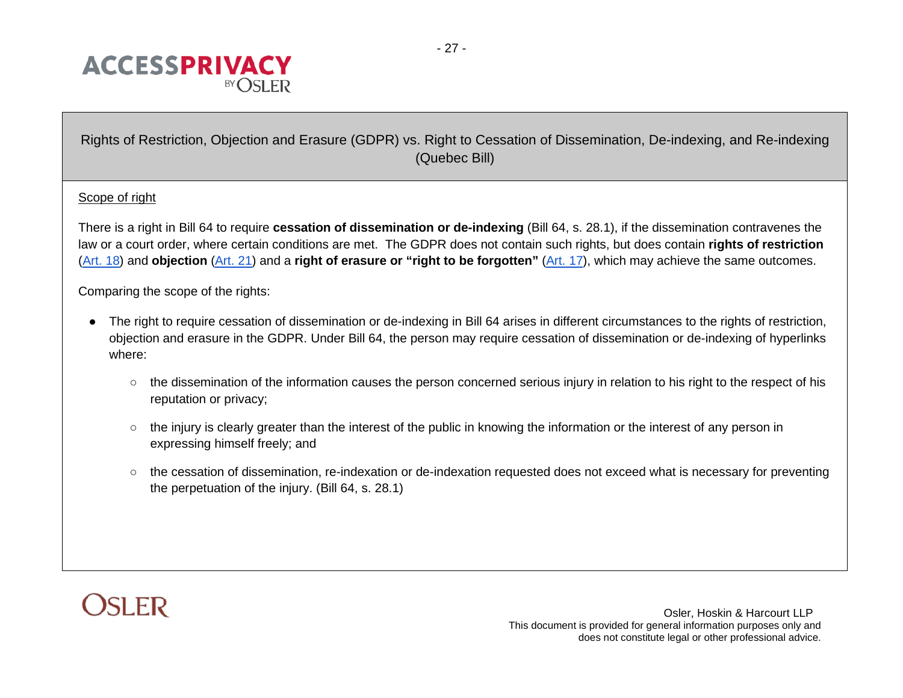## Rights of Restriction, Objection and Erasure (GDPR) vs. Right to Cessation of Dissemination, De-indexing, and Re-indexing (Quebec Bill)

Scope of right

There is a right in Bill 64 to require **cessation of dissemination or de-indexing** (Bill 64, s. 28.1), if the dissemination contravenes the law or a court order, where certain conditions are met. The GDPR does not contain such rights, but does contain **rights of restriction** (Art. 18) and **objection** (Art. 21) and a **right of erasure or "right to be forgotten"** (Art. 17), which may achieve the same outcomes.

Comparing the scope of the rights:

- The right to require cessation of dissemination or de-indexing in Bill 64 arises in different circumstances to the rights of restriction, objection and erasure in the GDPR. Under Bill 64, the person may require cessation of dissemination or de-indexing of hyperlinks where:
  - the dissemination of the information causes the person concerned serious injury in relation to his right to the respect of his reputation or privacy;
  - the injury is clearly greater than the interest of the public in knowing the information or the interest of any person in expressing himself freely; and
  - the cessation of dissemination, re-indexation or de-indexation requested does not exceed what is necessary for preventing the perpetuation of the injury. (Bill 64, s. 28.1)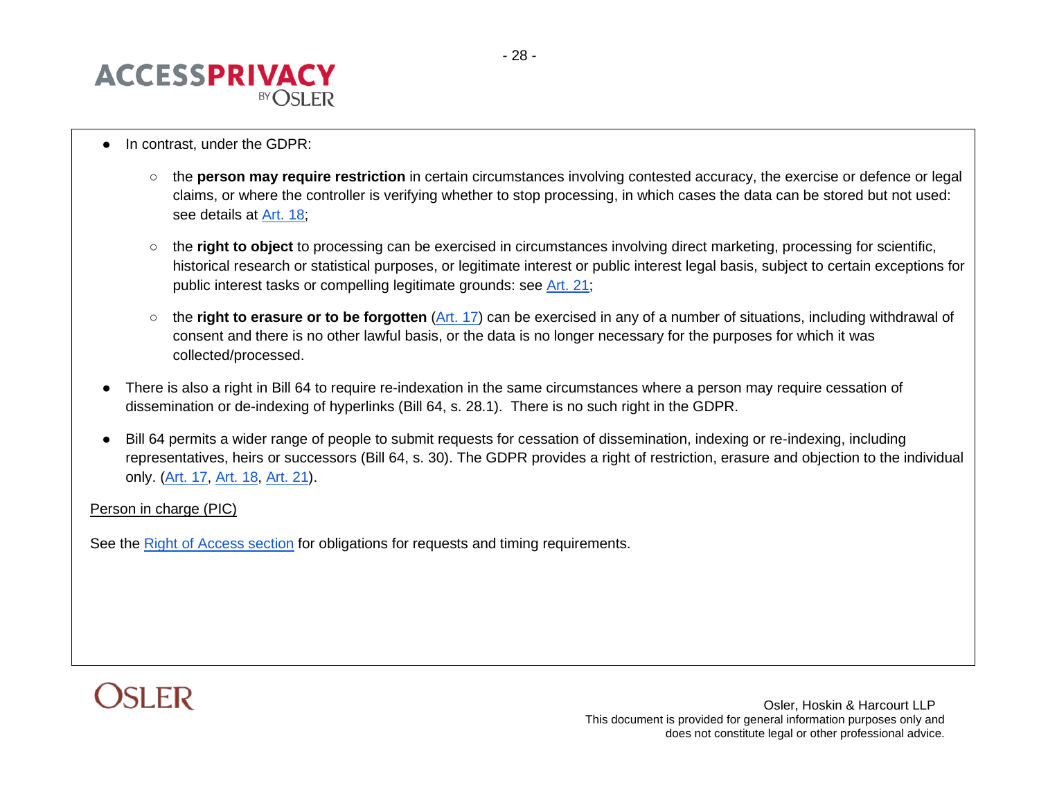- In contrast, under the GDPR:
  - the **person may require restriction** in certain circumstances involving contested accuracy, the exercise or defence or legal claims, or where the controller is verifying whether to stop processing, in which cases the data can be stored but not used: see details at Art. 18;
  - the **right to object** to processing can be exercised in circumstances involving direct marketing, processing for scientific, historical research or statistical purposes, or legitimate interest or public interest legal basis, subject to certain exceptions for public interest tasks or compelling legitimate grounds: see Art. 21;
  - the **right to erasure or to be forgotten** (Art. 17) can be exercised in any of a number of situations, including withdrawal of consent and there is no other lawful basis, or the data is no longer necessary for the purposes for which it was collected/processed.
- There is also a right in Bill 64 to require re-indexation in the same circumstances where a person may require cessation of dissemination or de-indexing of hyperlinks (Bill 64, s. 28.1). There is no such right in the GDPR.
- Bill 64 permits a wider range of people to submit requests for cessation of dissemination, indexing or re-indexing, including representatives, heirs or successors (Bill 64, s. 30). The GDPR provides a right of restriction, erasure and objection to the individual only. (Art. 17, Art. 18, Art. 21).

<u>Person in charge (PIC)</u>

See the Right of Access section for obligations for requests and timing requirements.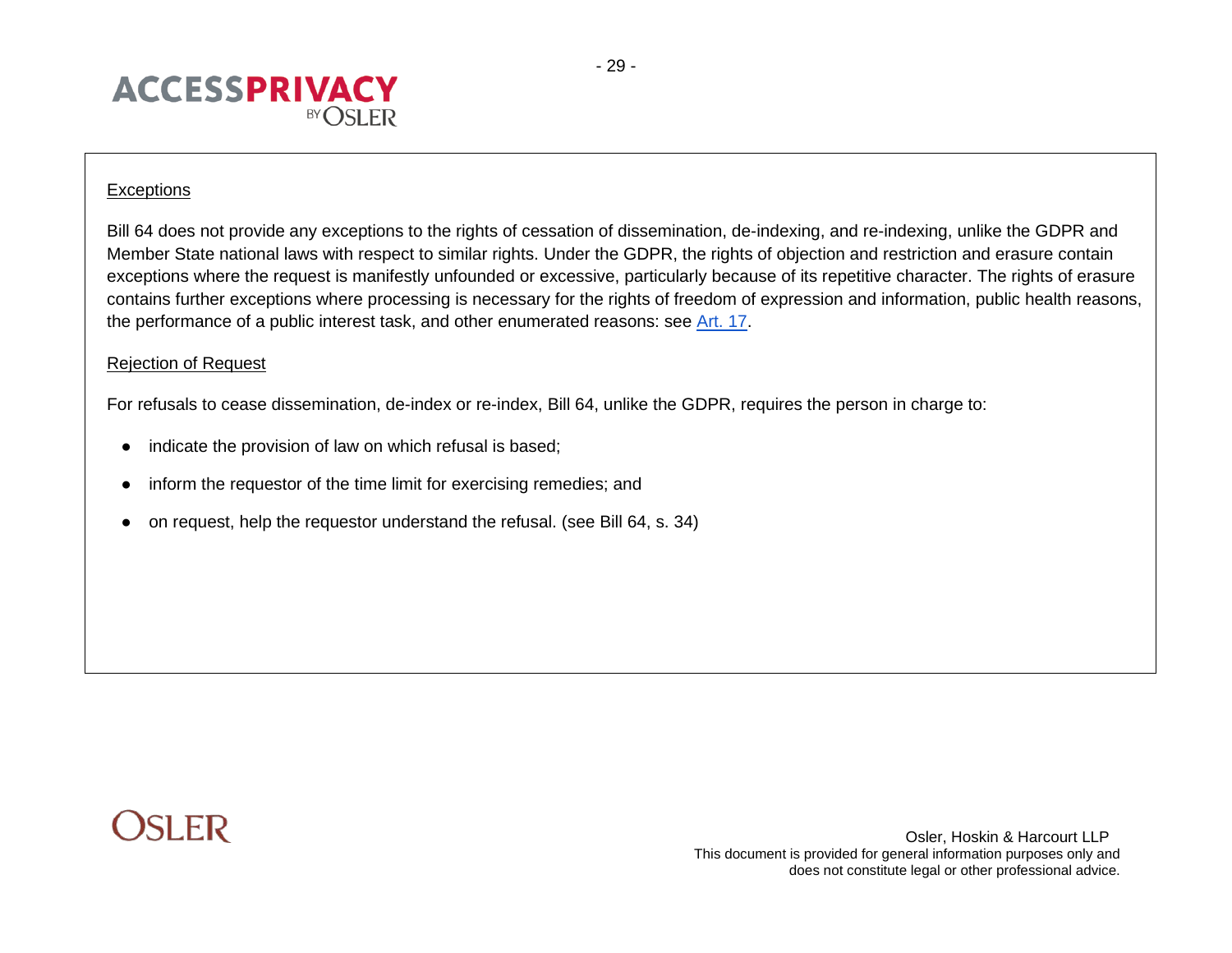Exceptions

Bill 64 does not provide any exceptions to the rights of cessation of dissemination, de-indexing, and re-indexing, unlike the GDPR and Member State national laws with respect to similar rights. Under the GDPR, the rights of objection and restriction and erasure contain exceptions where the request is manifestly unfounded or excessive, particularly because of its repetitive character. The rights of erasure contains further exceptions where processing is necessary for the rights of freedom of expression and information, public health reasons, the performance of a public interest task, and other enumerated reasons: see Art. 17.

Rejection of Request

For refusals to cease dissemination, de-index or re-index, Bill 64, unlike the GDPR, requires the person in charge to:

- indicate the provision of law on which refusal is based;
- inform the requestor of the time limit for exercising remedies; and
- on request, help the requestor understand the refusal. (see Bill 64, s. 34)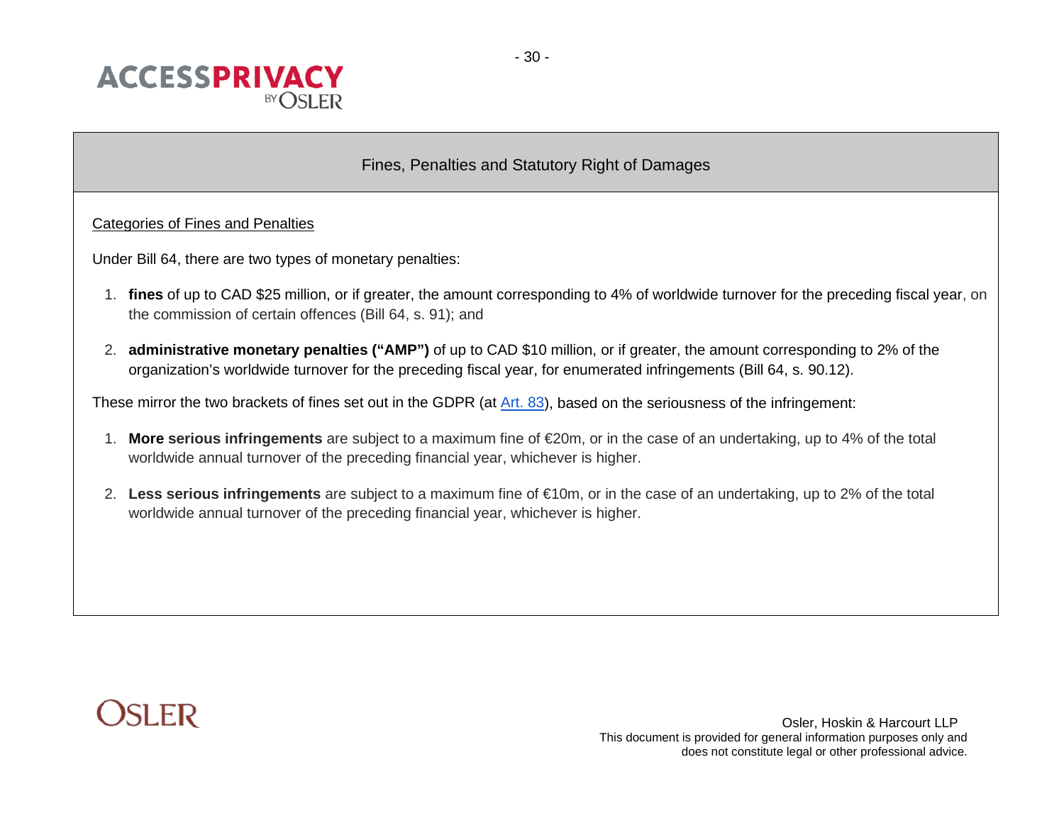## Fines, Penalties and Statutory Right of Damages

Categories of Fines and Penalties

Under Bill 64, there are two types of monetary penalties:

1. **fines** of up to CAD $25 million, or if greater, the amount corresponding to 4% of worldwide turnover for the preceding fiscal year, on the commission of certain offences (Bill 64, s. 91); and
2. **administrative monetary penalties (“AMP”)** of up to CAD $10 million, or if greater, the amount corresponding to 2% of the organization’s worldwide turnover for the preceding fiscal year, for enumerated infringements (Bill 64, s. 90.12).

These mirror the two brackets of fines set out in the GDPR (at Art. 83), based on the seriousness of the infringement:

1. **More serious infringements** are subject to a maximum fine of €20m, or in the case of an undertaking, up to 4% of the total worldwide annual turnover of the preceding financial year, whichever is higher.
2. **Less serious infringements** are subject to a maximum fine of €10m, or in the case of an undertaking, up to 2% of the total worldwide annual turnover of the preceding financial year, whichever is higher.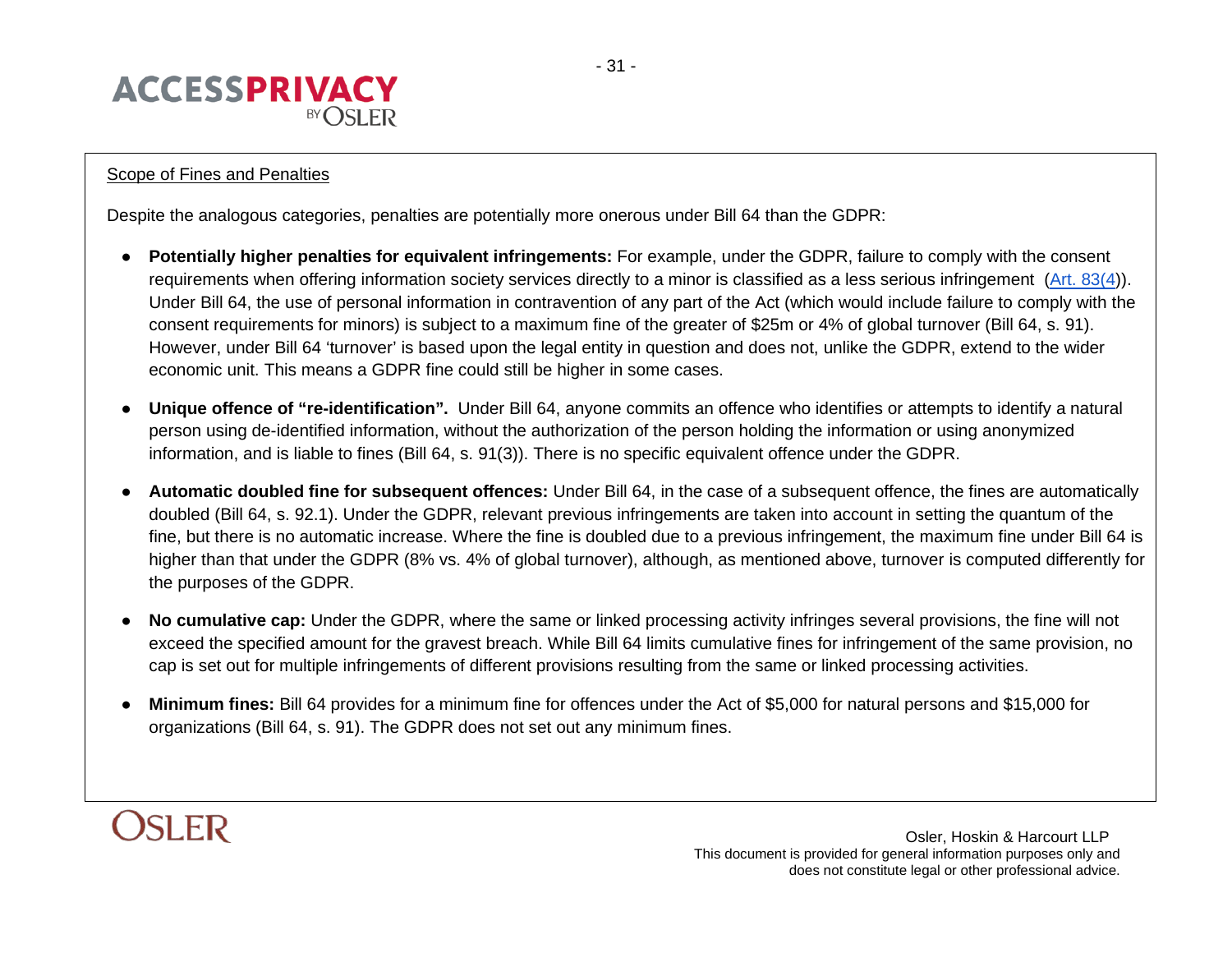Scope of Fines and Penalties

Despite the analogous categories, penalties are potentially more onerous under Bill 64 than the GDPR:

- **Potentially higher penalties for equivalent infringements:** For example, under the GDPR, failure to comply with the consent requirements when offering information society services directly to a minor is classified as a less serious infringement ([Art. 83(4)](#)). Under Bill 64, the use of personal information in contravention of any part of the Act (which would include failure to comply with the consent requirements for minors) is subject to a maximum fine of the greater of $25m or 4% of global turnover (Bill 64, s. 91). However, under Bill 64 'turnover' is based upon the legal entity in question and does not, unlike the GDPR, extend to the wider economic unit. This means a GDPR fine could still be higher in some cases.

- **Unique offence of "re-identification".** Under Bill 64, anyone commits an offence who identifies or attempts to identify a natural person using de-identified information, without the authorization of the person holding the information or using anonymized information, and is liable to fines (Bill 64, s. 91(3)). There is no specific equivalent offence under the GDPR.

- **Automatic doubled fine for subsequent offences:** Under Bill 64, in the case of a subsequent offence, the fines are automatically doubled (Bill 64, s. 92.1). Under the GDPR, relevant previous infringements are taken into account in setting the quantum of the fine, but there is no automatic increase. Where the fine is doubled due to a previous infringement, the maximum fine under Bill 64 is higher than that under the GDPR (8% vs. 4% of global turnover), although, as mentioned above, turnover is computed differently for the purposes of the GDPR.

- **No cumulative cap:** Under the GDPR, where the same or linked processing activity infringes several provisions, the fine will not exceed the specified amount for the gravest breach. While Bill 64 limits cumulative fines for infringement of the same provision, no cap is set out for multiple infringements of different provisions resulting from the same or linked processing activities.

- **Minimum fines:** Bill 64 provides for a minimum fine for offences under the Act of $5,000 for natural persons and $15,000 for organizations (Bill 64, s. 91). The GDPR does not set out any minimum fines.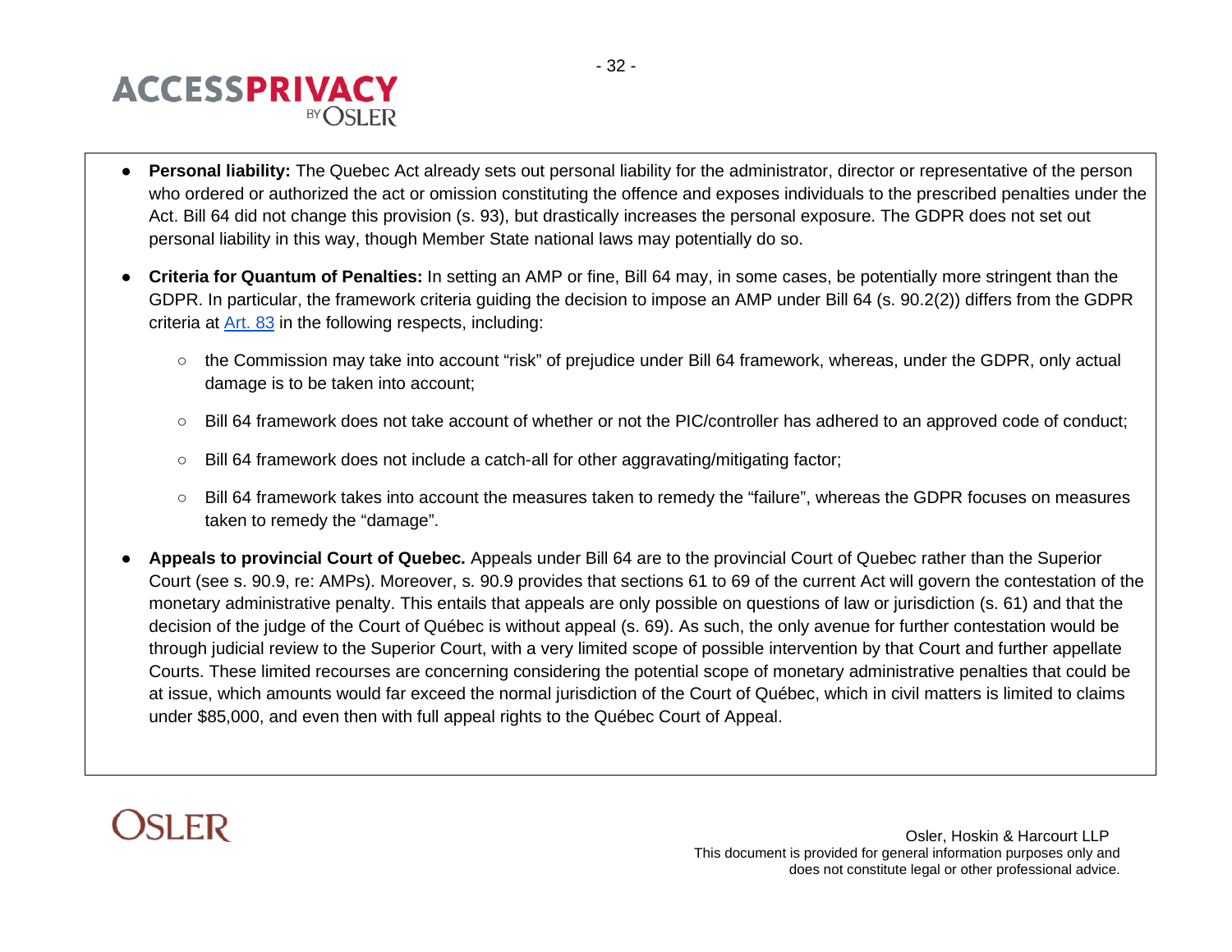- **Personal liability:** The Quebec Act already sets out personal liability for the administrator, director or representative of the person who ordered or authorized the act or omission constituting the offence and exposes individuals to the prescribed penalties under the Act. Bill 64 did not change this provision (s. 93), but drastically increases the personal exposure. The GDPR does not set out personal liability in this way, though Member State national laws may potentially do so.

- **Criteria for Quantum of Penalties:** In setting an AMP or fine, Bill 64 may, in some cases, be potentially more stringent than the GDPR. In particular, the framework criteria guiding the decision to impose an AMP under Bill 64 (s. 90.2(2)) differs from the GDPR criteria at Art. 83 in the following respects, including:

  - the Commission may take into account "risk" of prejudice under Bill 64 framework, whereas, under the GDPR, only actual damage is to be taken into account;

  - Bill 64 framework does not take account of whether or not the PIC/controller has adhered to an approved code of conduct;

  - Bill 64 framework does not include a catch-all for other aggravating/mitigating factor;

  - Bill 64 framework takes into account the measures taken to remedy the "failure", whereas the GDPR focuses on measures taken to remedy the "damage".

- **Appeals to provincial Court of Quebec.** Appeals under Bill 64 are to the provincial Court of Quebec rather than the Superior Court (see s. 90.9, re: AMPs). Moreover, s. 90.9 provides that sections 61 to 69 of the current Act will govern the contestation of the monetary administrative penalty. This entails that appeals are only possible on questions of law or jurisdiction (s. 61) and that the decision of the judge of the Court of Québec is without appeal (s. 69). As such, the only avenue for further contestation would be through judicial review to the Superior Court, with a very limited scope of possible intervention by that Court and further appellate Courts. These limited recourses are concerning considering the potential scope of monetary administrative penalties that could be at issue, which amounts would far exceed the normal jurisdiction of the Court of Québec, which in civil matters is limited to claims under $85,000, and even then with full appeal rights to the Québec Court of Appeal.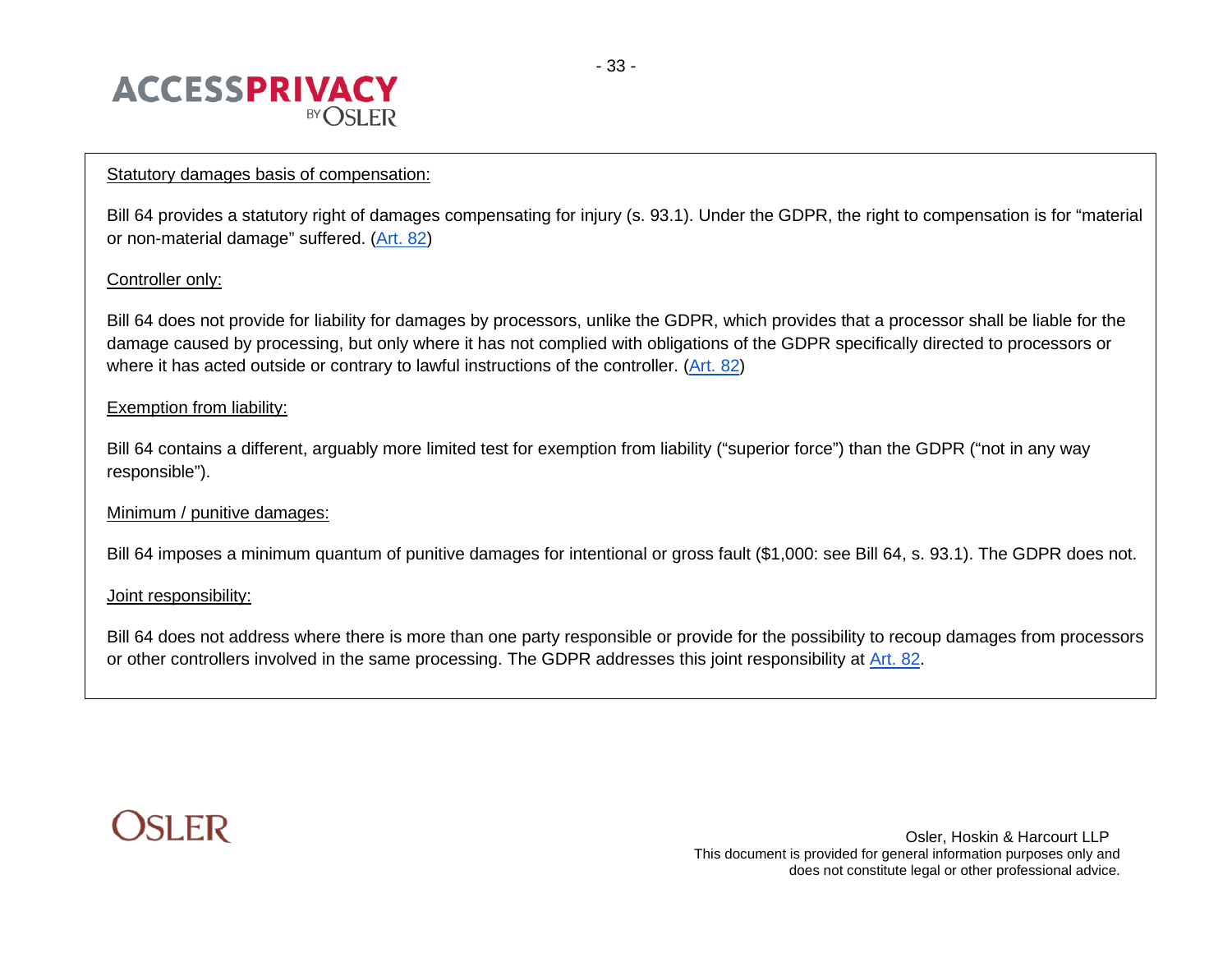Statistory damages basis of compensation:

Bill 64 provides a statutory right of damages compensating for injury (s. 93.1). Under the GDPR, the right to compensation is for "material or non-material damage" suffered. (Art. 82)

Controller only:

Bill 64 does not provide for liability for damages by processors, unlike the GDPR, which provides that a processor shall be liable for the damage caused by processing, but only where it has not complied with obligations of the GDPR specifically directed to processors or where it has acted outside or contrary to lawful instructions of the controller. (Art. 82)

Exemption from liability:

Bill 64 contains a different, arguably more limited test for exemption from liability ("superior force") than the GDPR ("not in any way responsible").

Minimum / punitive damages:

Bill 64 imposes a minimum quantum of punitive damages for intentional or gross fault ($1,000: see Bill 64, s. 93.1). The GDPR does not.

Joint responsibility:

Bill 64 does not address where there is more than one party responsible or provide for the possibility to recoup damages from processors or other controllers involved in the same processing. The GDPR addresses this joint responsibility at Art. 82.